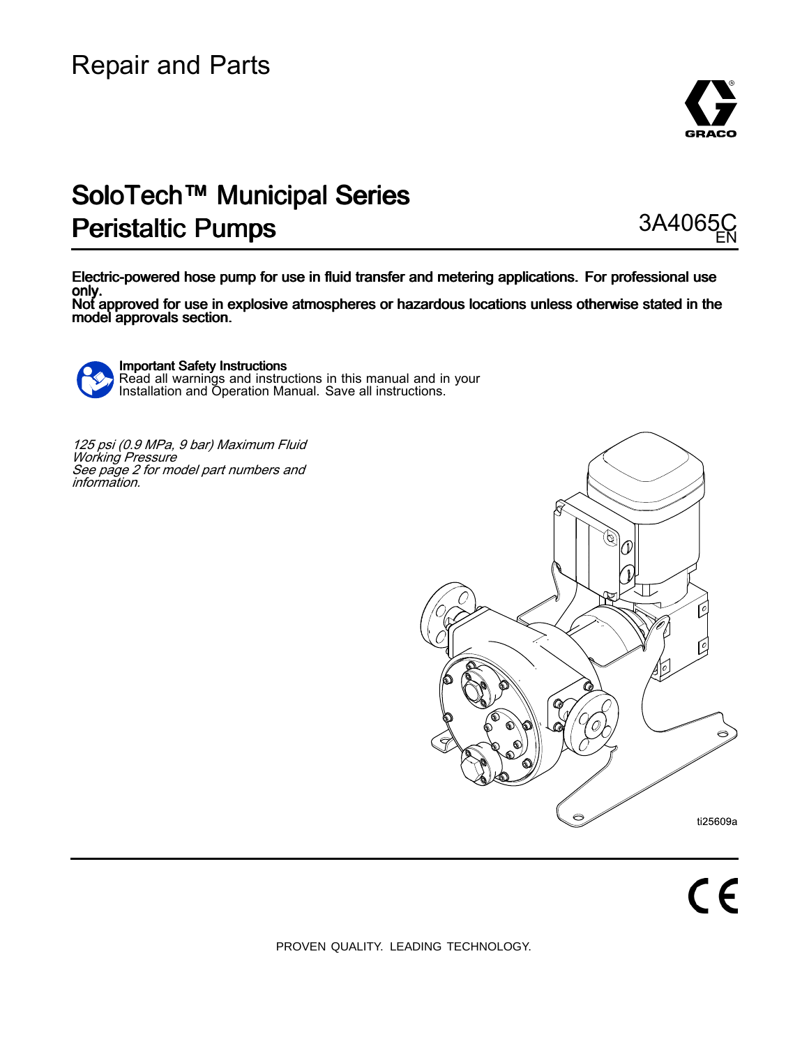# Repair and Parts

# SoloTech™ Municipal Series Peristaltic Pumps

3A4065C
EN

**Electric-powered hose pump for use in fluid transfer and metering applications. For professional use only.**
**Not approved for use in explosive atmospheres or hazardous locations unless otherwise stated in the model approvals section.**

**Important Safety Instructions**
Read all warnings and instructions in this manual and in your Installation and Operation Manual. Save all instructions.

*125 psi (0.9 MPa, 9 bar) Maximum Fluid Working Pressure*
*See page 2 for model part numbers and information.*

ti25609a

PROVEN QUALITY. LEADING TECHNOLOGY.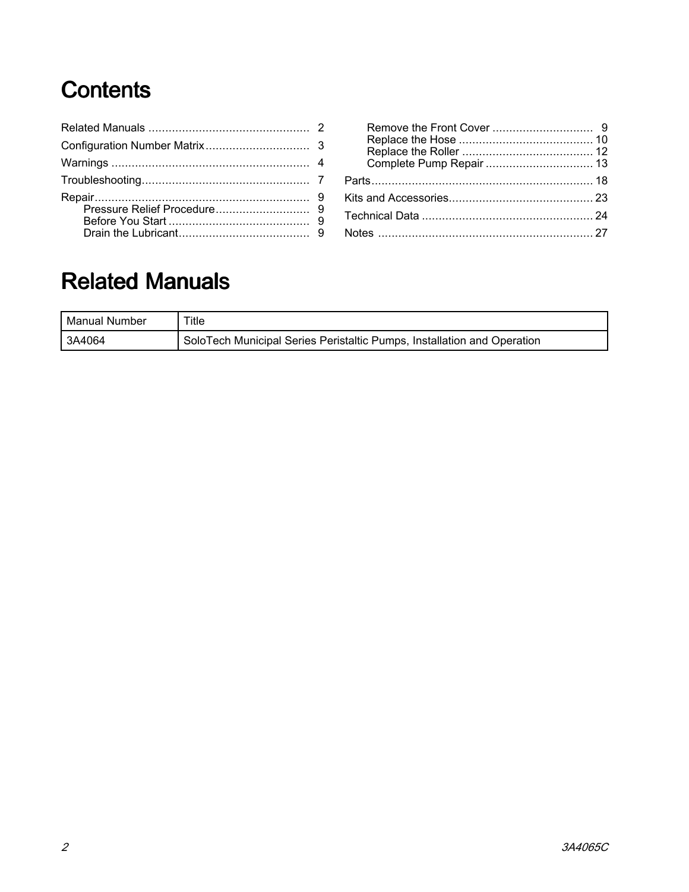# Contents

- Related Manuals ........................................ 2
- Configuration Number Matrix ........................ 3
- Warnings ................................................... 4
- Troubleshooting.......................................... 7
- Repair........................................................ 9
  - Pressure Relief Procedure........................ 9
  - Before You Start ...................................... 9
  - Drain the Lubricant.................................. 9
  - Remove the Front Cover .......................... 9
  - Replace the Hose .................................... 10
  - Replace the Roller ................................... 12
  - Complete Pump Repair ............................ 13
- Parts.......................................................... 18
- Kits and Accessories.................................... 23
- Technical Data ............................................ 24
- Notes ........................................................ 27

# Related Manuals

| Manual Number | Title |
| --- | --- |
| 3A4064 | SoloTech Municipal Series Peristaltic Pumps, Installation and Operation |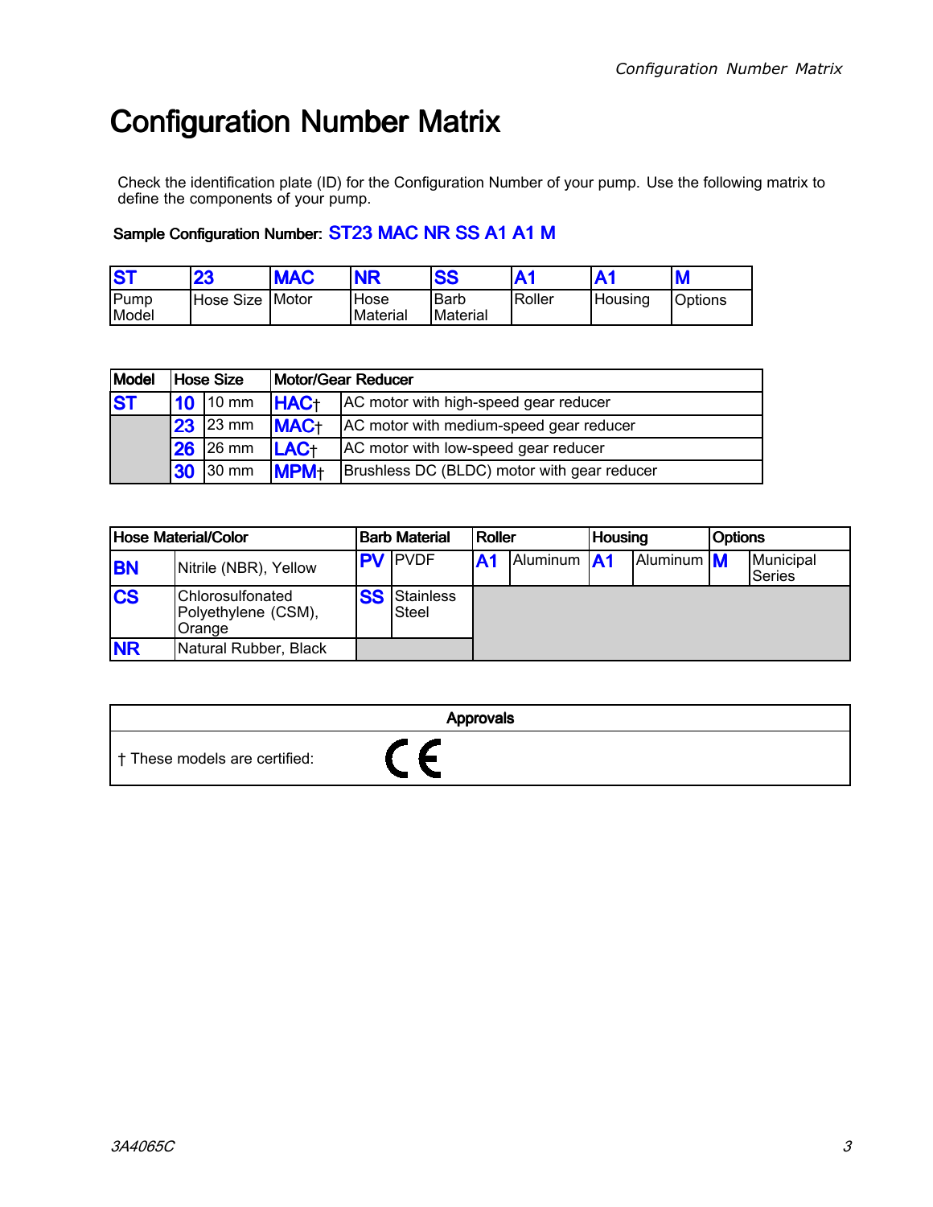# Configuration Number Matrix

Check the identification plate (ID) for the Configuration Number of your pump. Use the following matrix to define the components of your pump.

**Sample Configuration Number: ST23 MAC NR SS A1 A1 M**

| ST | 23 | MAC | NR | SS | A1 | A1 | M |
|---|---|---|---|---|---|---|---|
| Pump Model | Hose Size | Motor | Hose Material | Barb Material | Roller | Housing | Options |

| Model | Hose Size | | Motor/Gear Reducer | |
|---|---|---|---|---|
| ST | 10 | 10 mm | HAC† | AC motor with high-speed gear reducer |
| | 23 | 23 mm | MAC† | AC motor with medium-speed gear reducer |
| | 26 | 26 mm | LAC† | AC motor with low-speed gear reducer |
| | 30 | 30 mm | MPM† | Brushless DC (BLDC) motor with gear reducer |

| Hose Material/Color | | Barb Material | | Roller | | Housing | | Options | |
|---|---|---|---|---|---|---|---|---|---|
| BN | Nitrile (NBR), Yellow | PV | PVDF | A1 | Aluminum | A1 | Aluminum | M | Municipal Series |
| CS | Chlorosulfonated Polyethylene (CSM), Orange | SS | Stainless Steel | | | | | | |
| NR | Natural Rubber, Black | | | | | | | | |

| Approvals |
|---|
| † These models are certified: CE |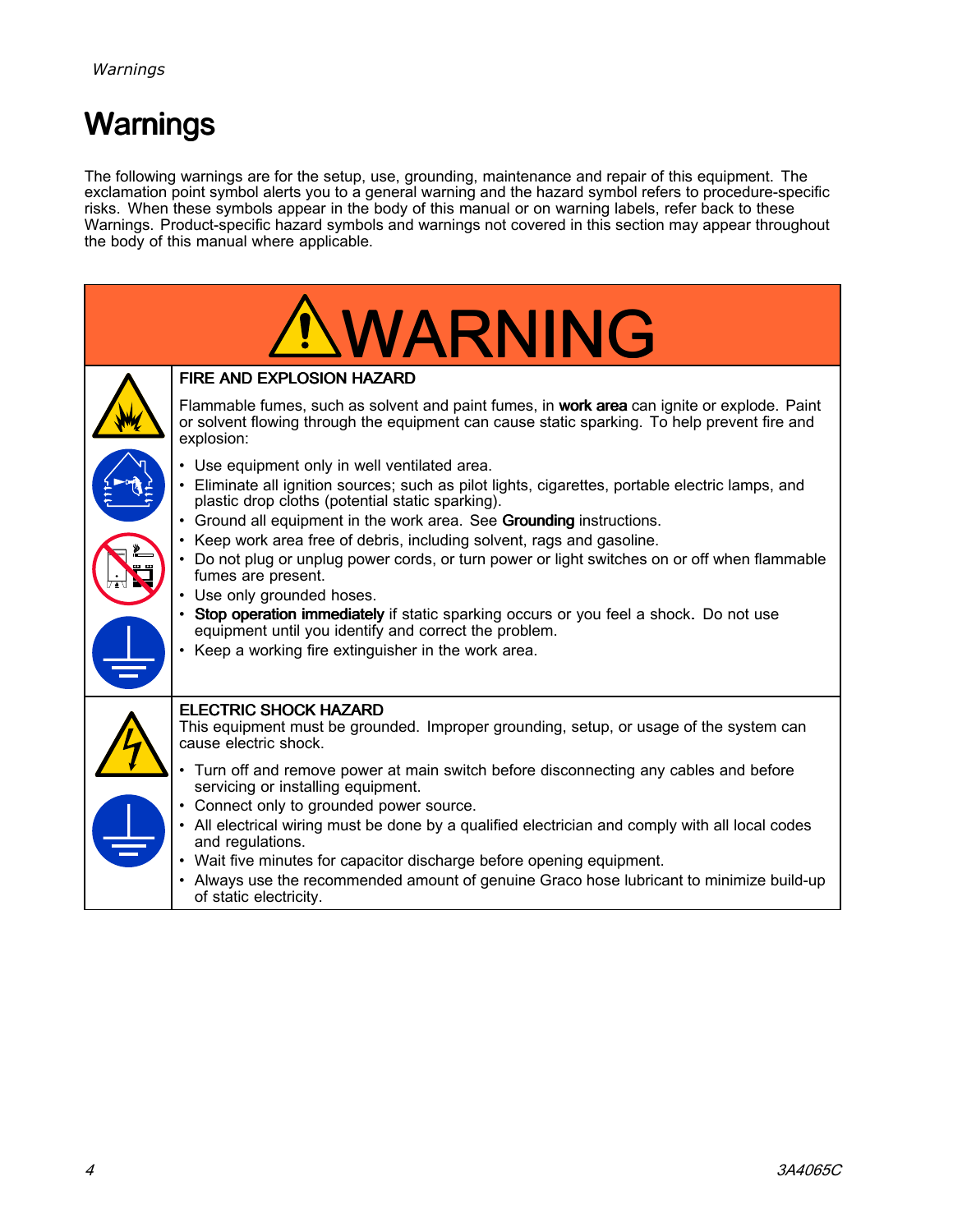# Warnings

The following warnings are for the setup, use, grounding, maintenance and repair of this equipment. The exclamation point symbol alerts you to a general warning and the hazard symbol refers to procedure-specific risks. When these symbols appear in the body of this manual or on warning labels, refer back to these Warnings. Product-specific hazard symbols and warnings not covered in this section may appear throughout the body of this manual where applicable.

## WARNING

### FIRE AND EXPLOSION HAZARD

Flammable fumes, such as solvent and paint fumes, in **work area** can ignite or explode. Paint or solvent flowing through the equipment can cause static sparking. To help prevent fire and explosion:

- Use equipment only in well ventilated area.
- Eliminate all ignition sources; such as pilot lights, cigarettes, portable electric lamps, and plastic drop cloths (potential static sparking).
- Ground all equipment in the work area. See **Grounding** instructions.
- Keep work area free of debris, including solvent, rags and gasoline.
- Do not plug or unplug power cords, or turn power or light switches on or off when flammable fumes are present.
- Use only grounded hoses.
- **Stop operation immediately** if static sparking occurs or you feel a shock**.** Do not use equipment until you identify and correct the problem.
- Keep a working fire extinguisher in the work area.

### ELECTRIC SHOCK HAZARD

This equipment must be grounded. Improper grounding, setup, or usage of the system can cause electric shock.

- Turn off and remove power at main switch before disconnecting any cables and before servicing or installing equipment.
- Connect only to grounded power source.
- All electrical wiring must be done by a qualified electrician and comply with all local codes and regulations.
- Wait five minutes for capacitor discharge before opening equipment.
- Always use the recommended amount of genuine Graco hose lubricant to minimize build-up of static electricity.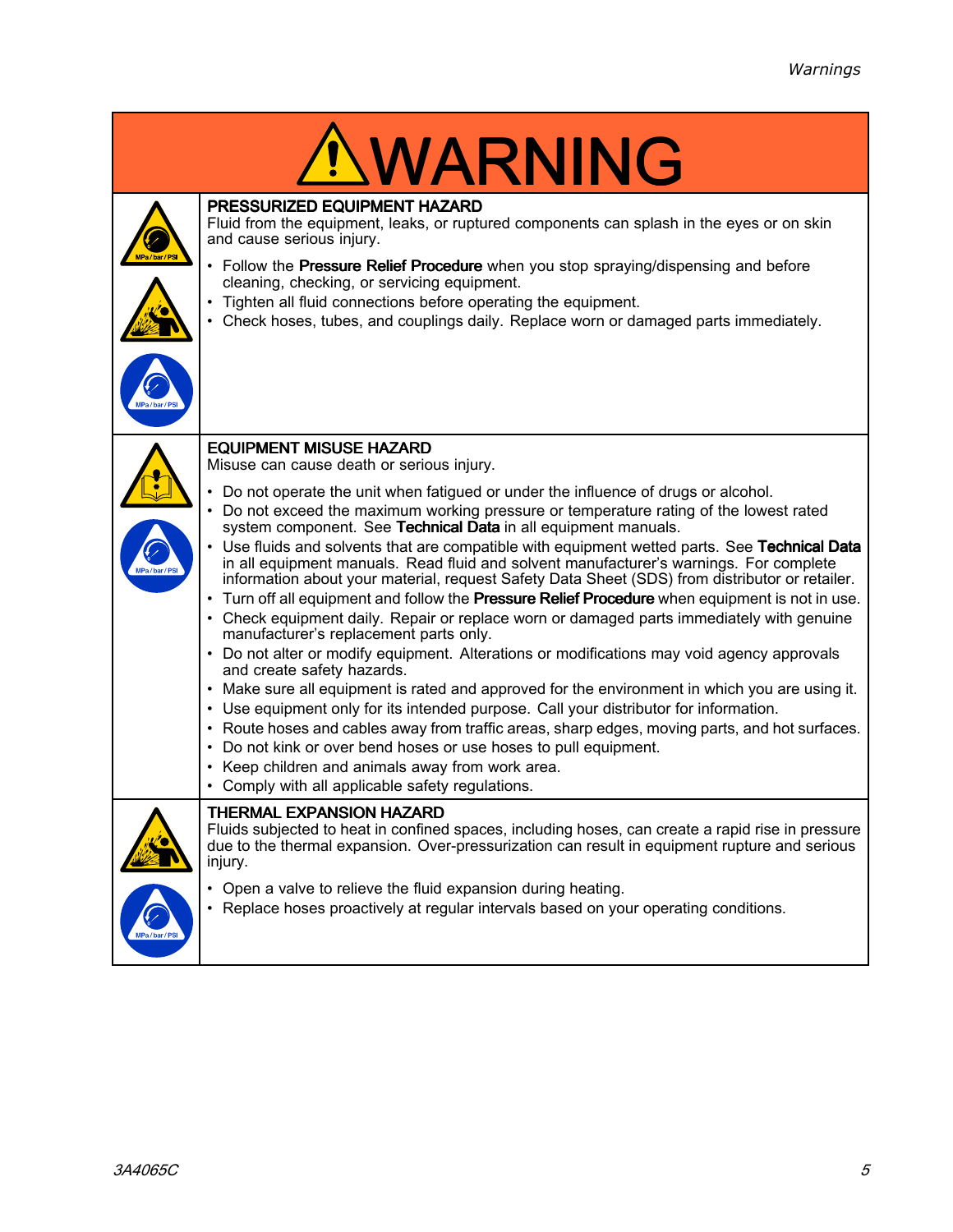# ⚠WARNING

## PRESSURIZED EQUIPMENT HAZARD

Fluid from the equipment, leaks, or ruptured components can splash in the eyes or on skin and cause serious injury.

- Follow the **Pressure Relief Procedure** when you stop spraying/dispensing and before cleaning, checking, or servicing equipment.
- Tighten all fluid connections before operating the equipment.
- Check hoses, tubes, and couplings daily. Replace worn or damaged parts immediately.

## EQUIPMENT MISUSE HAZARD

Misuse can cause death or serious injury.

- Do not operate the unit when fatigued or under the influence of drugs or alcohol.
- Do not exceed the maximum working pressure or temperature rating of the lowest rated system component. See **Technical Data** in all equipment manuals.
- Use fluids and solvents that are compatible with equipment wetted parts. See **Technical Data** in all equipment manuals. Read fluid and solvent manufacturer's warnings. For complete information about your material, request Safety Data Sheet (SDS) from distributor or retailer.
- Turn off all equipment and follow the **Pressure Relief Procedure** when equipment is not in use.
- Check equipment daily. Repair or replace worn or damaged parts immediately with genuine manufacturer's replacement parts only.
- Do not alter or modify equipment. Alterations or modifications may void agency approvals and create safety hazards.
- Make sure all equipment is rated and approved for the environment in which you are using it.
- Use equipment only for its intended purpose. Call your distributor for information.
- Route hoses and cables away from traffic areas, sharp edges, moving parts, and hot surfaces.
- Do not kink or over bend hoses or use hoses to pull equipment.
- Keep children and animals away from work area.
- Comply with all applicable safety regulations.

## THERMAL EXPANSION HAZARD

Fluids subjected to heat in confined spaces, including hoses, can create a rapid rise in pressure due to the thermal expansion. Over-pressurization can result in equipment rupture and serious injury.

- Open a valve to relieve the fluid expansion during heating.
- Replace hoses proactively at regular intervals based on your operating conditions.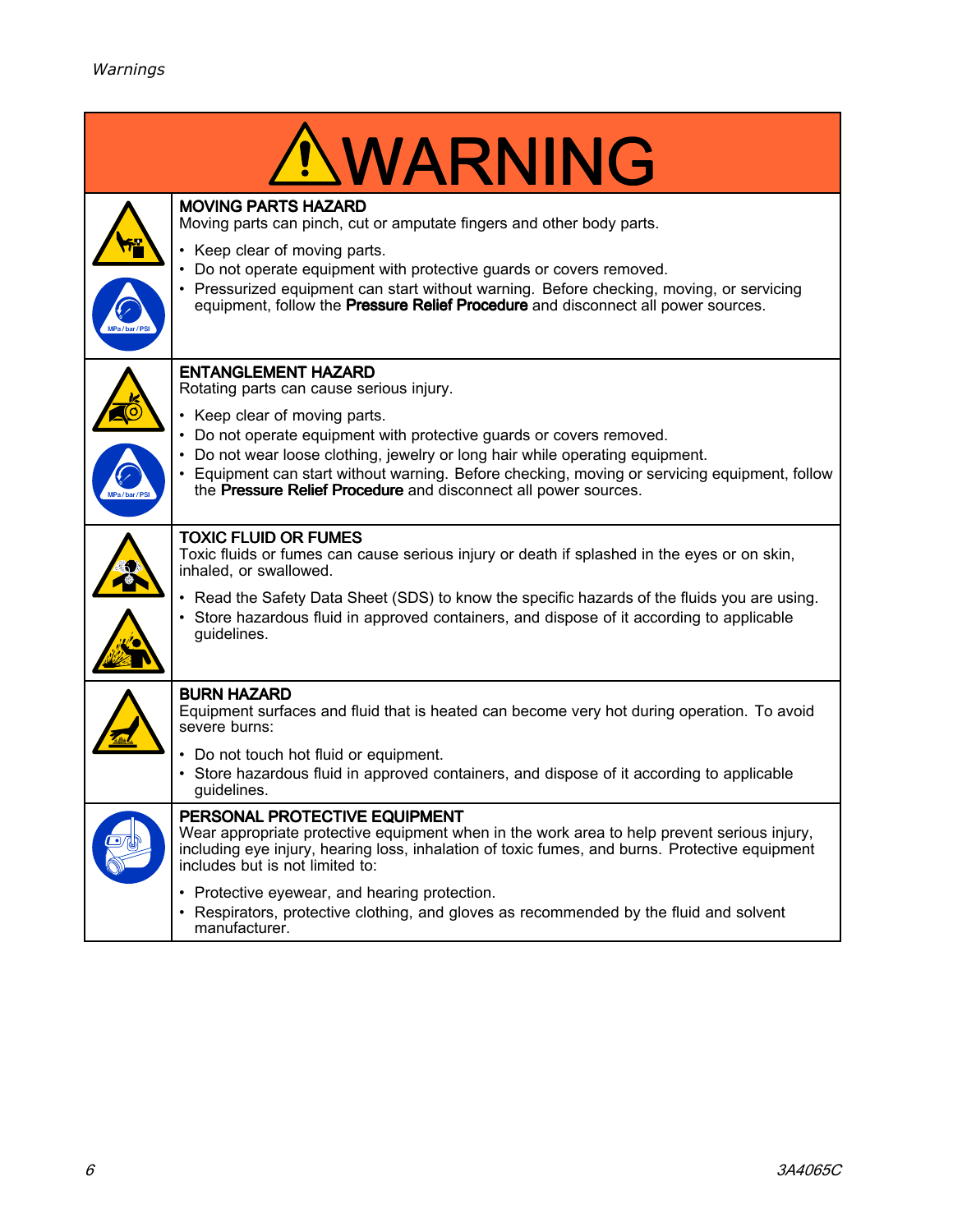# WARNING

## MOVING PARTS HAZARD

Moving parts can pinch, cut or amputate fingers and other body parts.

- Keep clear of moving parts.
- Do not operate equipment with protective guards or covers removed.
- Pressurized equipment can start without warning. Before checking, moving, or servicing equipment, follow the **Pressure Relief Procedure** and disconnect all power sources.

## ENTANGLEMENT HAZARD

Rotating parts can cause serious injury.

- Keep clear of moving parts.
- Do not operate equipment with protective guards or covers removed.
- Do not wear loose clothing, jewelry or long hair while operating equipment.
- Equipment can start without warning. Before checking, moving or servicing equipment, follow the **Pressure Relief Procedure** and disconnect all power sources.

## TOXIC FLUID OR FUMES

Toxic fluids or fumes can cause serious injury or death if splashed in the eyes or on skin, inhaled, or swallowed.

- Read the Safety Data Sheet (SDS) to know the specific hazards of the fluids you are using.
- Store hazardous fluid in approved containers, and dispose of it according to applicable guidelines.

## BURN HAZARD

Equipment surfaces and fluid that is heated can become very hot during operation. To avoid severe burns:

- Do not touch hot fluid or equipment.
- Store hazardous fluid in approved containers, and dispose of it according to applicable guidelines.

## PERSONAL PROTECTIVE EQUIPMENT

Wear appropriate protective equipment when in the work area to help prevent serious injury, including eye injury, hearing loss, inhalation of toxic fumes, and burns. Protective equipment includes but is not limited to:

- Protective eyewear, and hearing protection.
- Respirators, protective clothing, and gloves as recommended by the fluid and solvent manufacturer.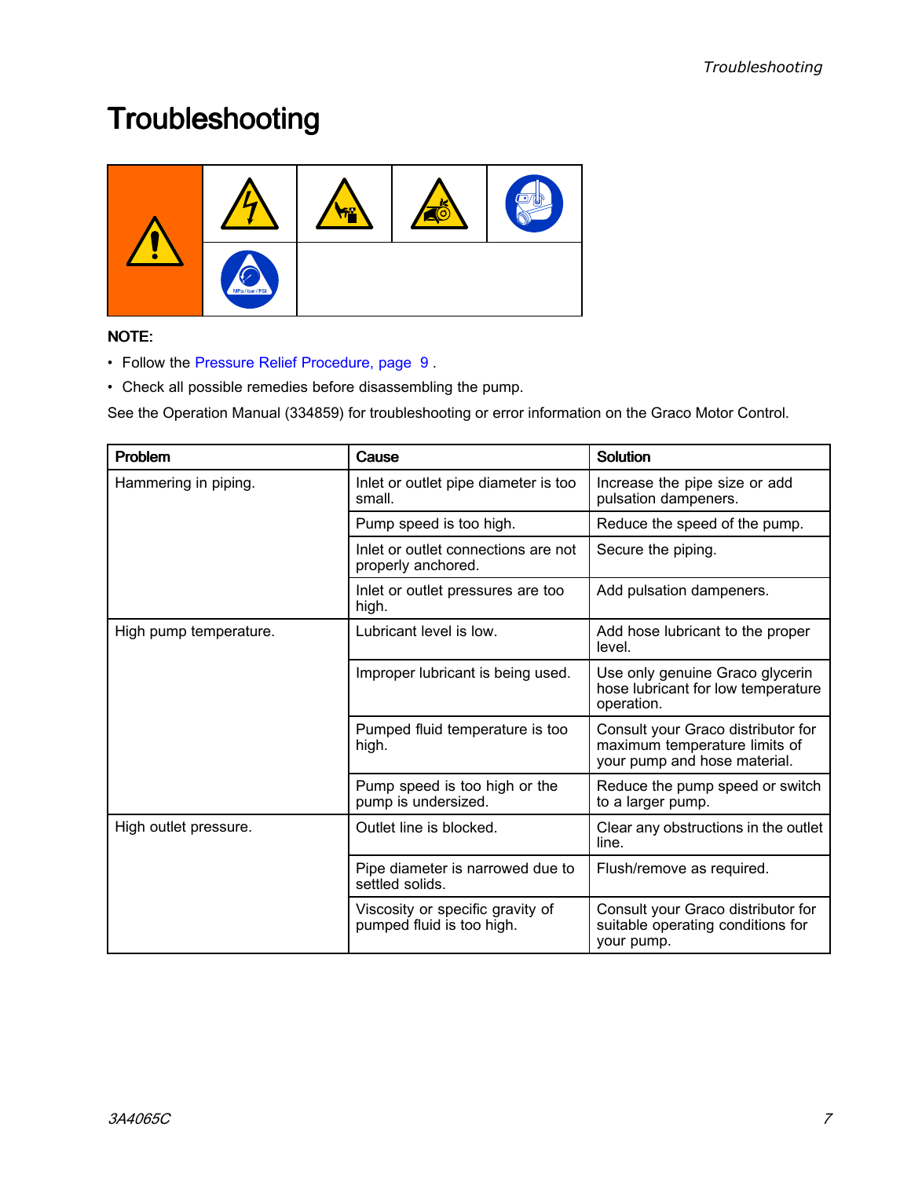# Troubleshooting

**NOTE:**

- Follow the Pressure Relief Procedure, page 9 .
- Check all possible remedies before disassembling the pump.

See the Operation Manual (334859) for troubleshooting or error information on the Graco Motor Control.

| Problem | Cause | Solution |
| --- | --- | --- |
| Hammering in piping. | Inlet or outlet pipe diameter is too small. | Increase the pipe size or add pulsation dampeners. |
| | Pump speed is too high. | Reduce the speed of the pump. |
| | Inlet or outlet connections are not properly anchored. | Secure the piping. |
| | Inlet or outlet pressures are too high. | Add pulsation dampeners. |
| High pump temperature. | Lubricant level is low. | Add hose lubricant to the proper level. |
| | Improper lubricant is being used. | Use only genuine Graco glycerin hose lubricant for low temperature operation. |
| | Pumped fluid temperature is too high. | Consult your Graco distributor for maximum temperature limits of your pump and hose material. |
| | Pump speed is too high or the pump is undersized. | Reduce the pump speed or switch to a larger pump. |
| High outlet pressure. | Outlet line is blocked. | Clear any obstructions in the outlet line. |
| | Pipe diameter is narrowed due to settled solids. | Flush/remove as required. |
| | Viscosity or specific gravity of pumped fluid is too high. | Consult your Graco distributor for suitable operating conditions for your pump. |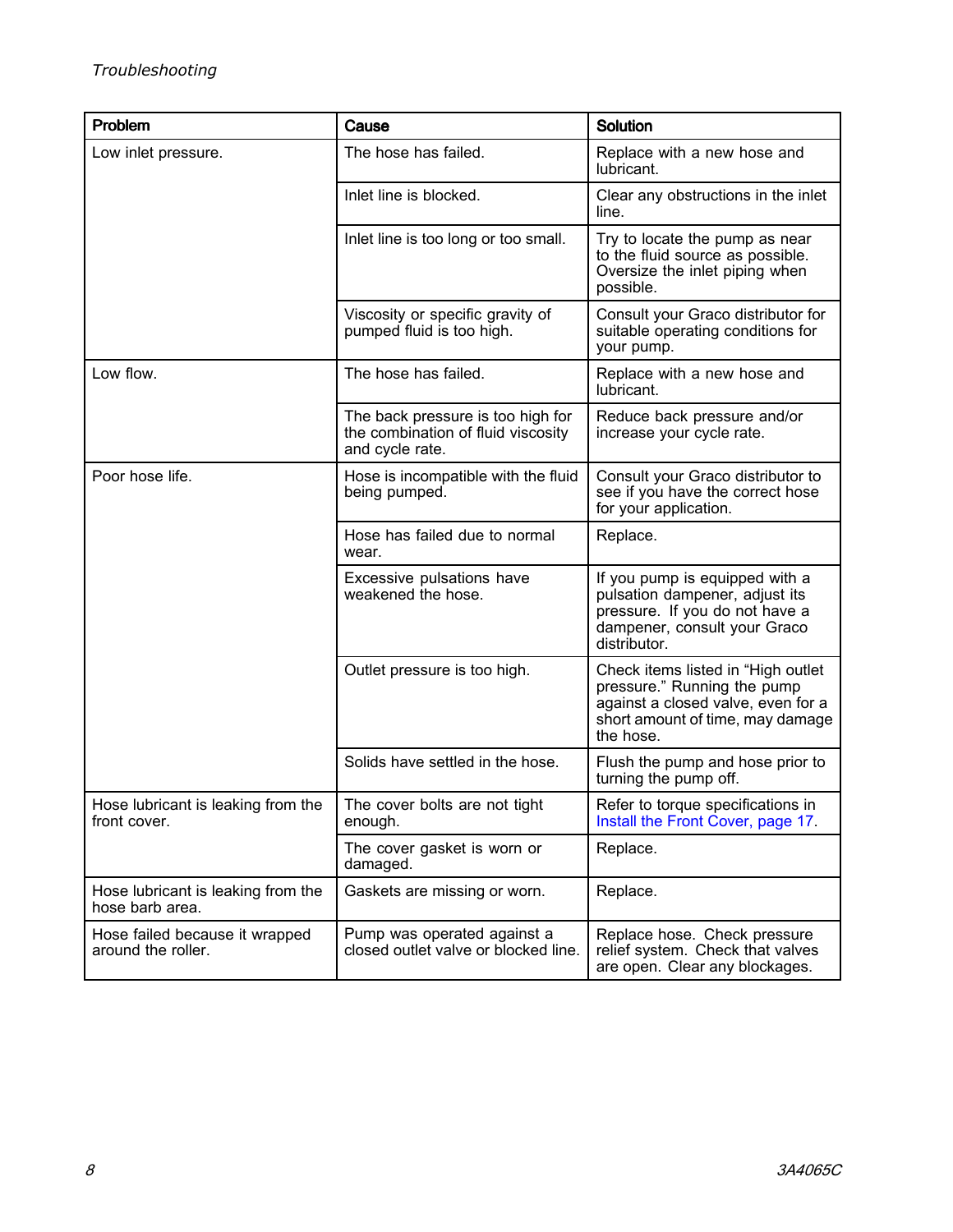| Problem | Cause | Solution |
|---|---|---|
| Low inlet pressure. | The hose has failed. | Replace with a new hose and lubricant. |
| | Inlet line is blocked. | Clear any obstructions in the inlet line. |
| | Inlet line is too long or too small. | Try to locate the pump as near to the fluid source as possible. Oversize the inlet piping when possible. |
| | Viscosity or specific gravity of pumped fluid is too high. | Consult your Graco distributor for suitable operating conditions for your pump. |
| Low flow. | The hose has failed. | Replace with a new hose and lubricant. |
| | The back pressure is too high for the combination of fluid viscosity and cycle rate. | Reduce back pressure and/or increase your cycle rate. |
| Poor hose life. | Hose is incompatible with the fluid being pumped. | Consult your Graco distributor to see if you have the correct hose for your application. |
| | Hose has failed due to normal wear. | Replace. |
| | Excessive pulsations have weakened the hose. | If you pump is equipped with a pulsation dampener, adjust its pressure. If you do not have a dampener, consult your Graco distributor. |
| | Outlet pressure is too high. | Check items listed in "High outlet pressure." Running the pump against a closed valve, even for a short amount of time, may damage the hose. |
| | Solids have settled in the hose. | Flush the pump and hose prior to turning the pump off. |
| Hose lubricant is leaking from the front cover. | The cover bolts are not tight enough. | Refer to torque specifications in Install the Front Cover, page 17. |
| | The cover gasket is worn or damaged. | Replace. |
| Hose lubricant is leaking from the hose barb area. | Gaskets are missing or worn. | Replace. |
| Hose failed because it wrapped around the roller. | Pump was operated against a closed outlet valve or blocked line. | Replace hose. Check pressure relief system. Check that valves are open. Clear any blockages. |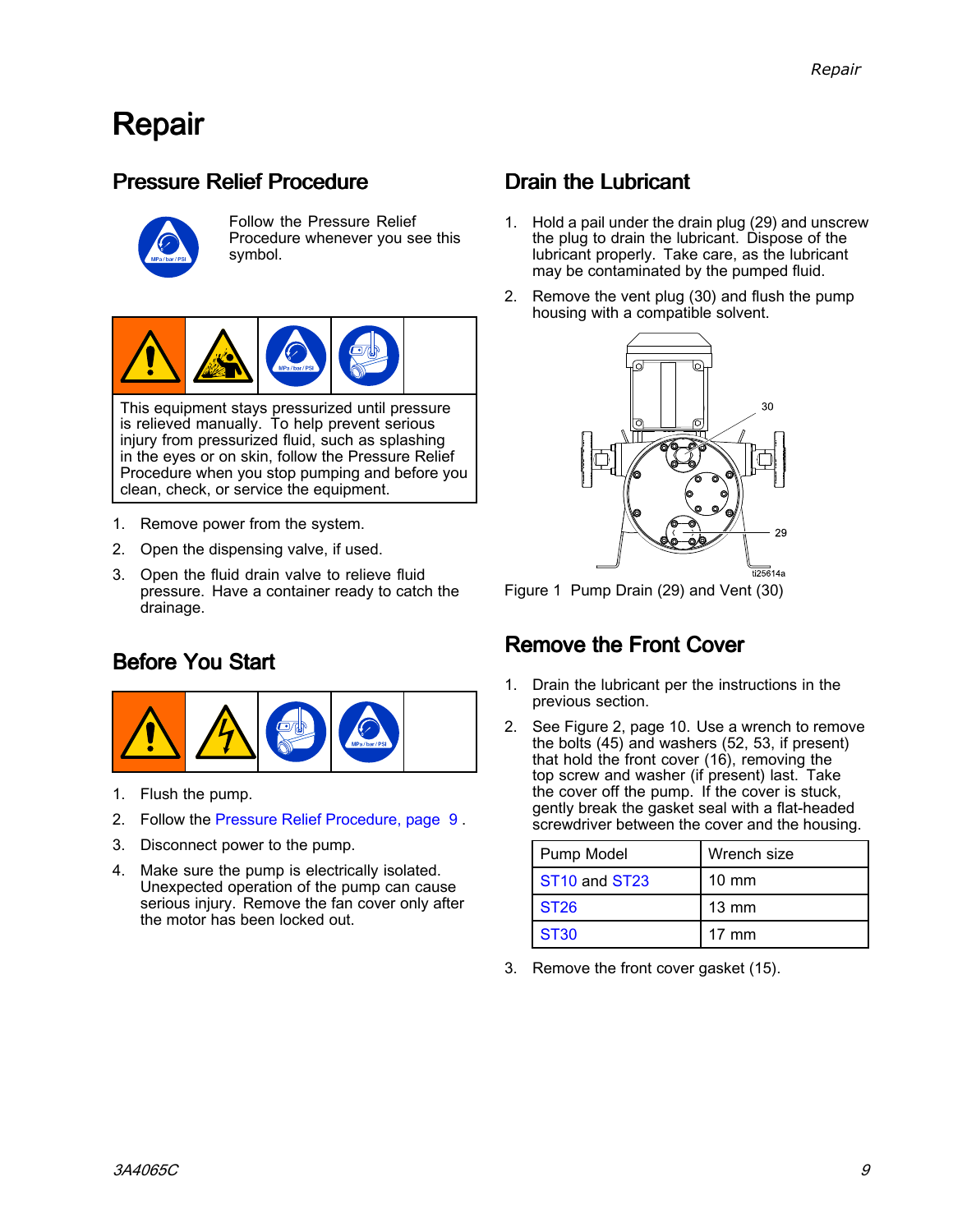# Repair

## Pressure Relief Procedure

Follow the Pressure Relief Procedure whenever you see this symbol.

This equipment stays pressurized until pressure is relieved manually. To help prevent serious injury from pressurized fluid, such as splashing in the eyes or on skin, follow the Pressure Relief Procedure when you stop pumping and before you clean, check, or service the equipment.

1. Remove power from the system.
2. Open the dispensing valve, if used.
3. Open the fluid drain valve to relieve fluid pressure. Have a container ready to catch the drainage.

## Before You Start

1. Flush the pump.
2. Follow the Pressure Relief Procedure, page 9 .
3. Disconnect power to the pump.
4. Make sure the pump is electrically isolated. Unexpected operation of the pump can cause serious injury. Remove the fan cover only after the motor has been locked out.

## Drain the Lubricant

1. Hold a pail under the drain plug (29) and unscrew the plug to drain the lubricant. Dispose of the lubricant properly. Take care, as the lubricant may be contaminated by the pumped fluid.
2. Remove the vent plug (30) and flush the pump housing with a compatible solvent.

Figure 1 Pump Drain (29) and Vent (30)

## Remove the Front Cover

1. Drain the lubricant per the instructions in the previous section.
2. See Figure 2, page 10. Use a wrench to remove the bolts (45) and washers (52, 53, if present) that hold the front cover (16), removing the top screw and washer (if present) last. Take the cover off the pump. If the cover is stuck, gently break the gasket seal with a flat-headed screwdriver between the cover and the housing.

| Pump Model | Wrench size |
| --- | --- |
| ST10 and ST23 | 10 mm |
| ST26 | 13 mm |
| ST30 | 17 mm |

3. Remove the front cover gasket (15).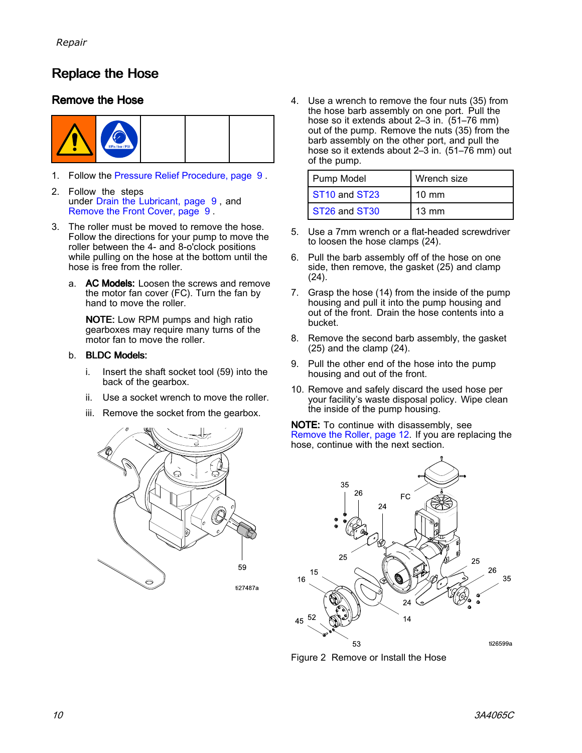## Replace the Hose

### Remove the Hose

1. Follow the Pressure Relief Procedure, page 9.
2. Follow the steps under Drain the Lubricant, page 9, and Remove the Front Cover, page 9.
3. The roller must be moved to remove the hose. Follow the directions for your pump to move the roller between the 4- and 8-o'clock positions while pulling on the hose at the bottom until the hose is free from the roller.

   a. **AC Models:** Loosen the screws and remove the motor fan cover (FC). Turn the fan by hand to move the roller.

   **NOTE:** Low RPM pumps and high ratio gearboxes may require many turns of the motor fan to move the roller.

   b. **BLDC Models:**

      i. Insert the shaft socket tool (59) into the back of the gearbox.

      ii. Use a socket wrench to move the roller.

      iii. Remove the socket from the gearbox.

59

ti27487a

4. Use a wrench to remove the four nuts (35) from the hose barb assembly on one port. Pull the hose so it extends about 2–3 in. (51–76 mm) out of the pump. Remove the nuts (35) from the barb assembly on the other port, and pull the hose so it extends about 2–3 in. (51–76 mm) out of the pump.

| Pump Model | Wrench size |
| --- | --- |
| ST10 and ST23 | 10 mm |
| ST26 and ST30 | 13 mm |

5. Use a 7mm wrench or a flat-headed screwdriver to loosen the hose clamps (24).
6. Pull the barb assembly off of the hose on one side, then remove, the gasket (25) and clamp (24).
7. Grasp the hose (14) from the inside of the pump housing and pull it into the pump housing and out of the front. Drain the hose contents into a bucket.
8. Remove the second barb assembly, the gasket (25) and the clamp (24).
9. Pull the other end of the hose into the pump housing and out of the front.
10. Remove and safely discard the used hose per your facility's waste disposal policy. Wipe clean the inside of the pump housing.

**NOTE:** To continue with disassembly, see Remove the Roller, page 12. If you are replacing the hose, continue with the next section.

ti26599a

Figure 2 Remove or Install the Hose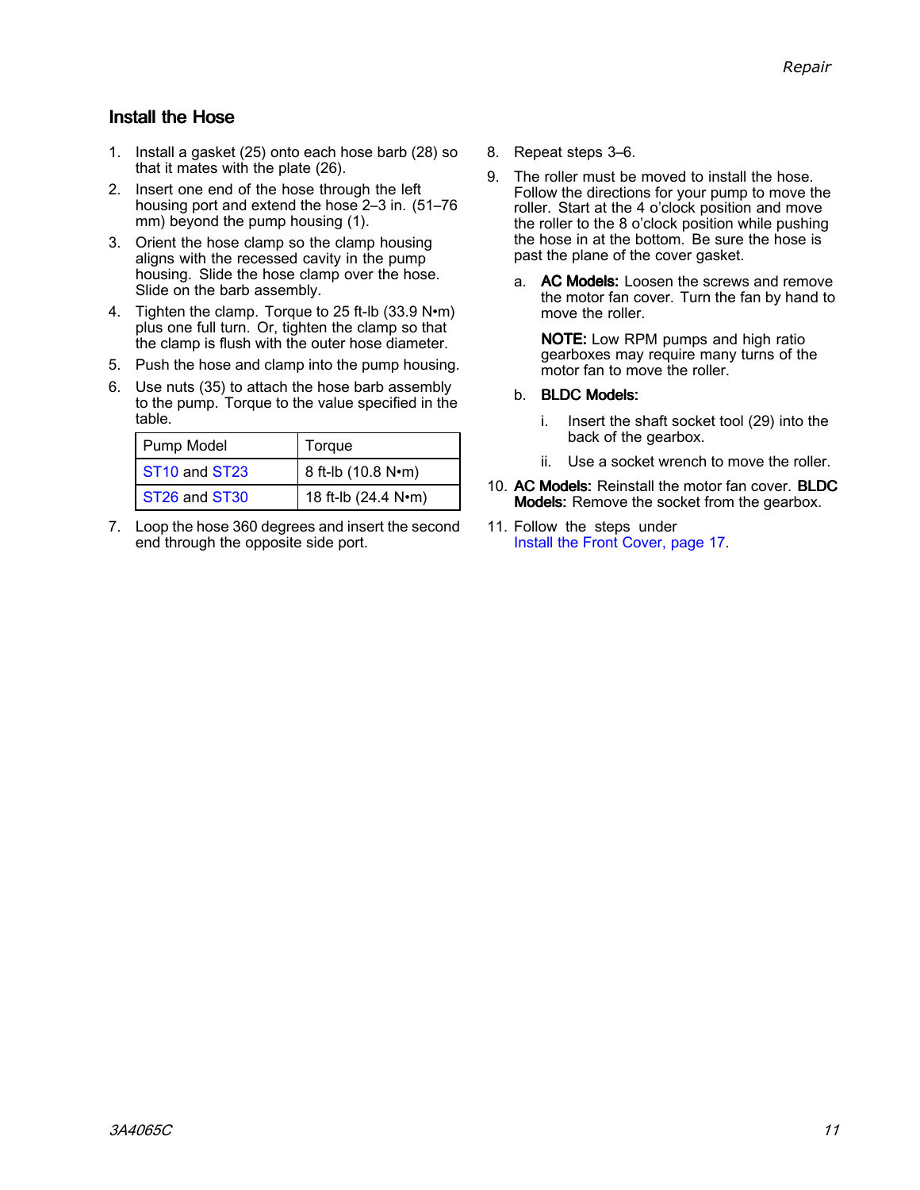## Install the Hose

1. Install a gasket (25) onto each hose barb (28) so that it mates with the plate (26).
2. Insert one end of the hose through the left housing port and extend the hose 2–3 in. (51–76 mm) beyond the pump housing (1).
3. Orient the hose clamp so the clamp housing aligns with the recessed cavity in the pump housing. Slide the hose clamp over the hose. Slide on the barb assembly.
4. Tighten the clamp. Torque to 25 ft-lb (33.9 N•m) plus one full turn. Or, tighten the clamp so that the clamp is flush with the outer hose diameter.
5. Push the hose and clamp into the pump housing.
6. Use nuts (35) to attach the hose barb assembly to the pump. Torque to the value specified in the table.

| Pump Model | Torque |
|---|---|
| ST10 and ST23 | 8 ft-lb (10.8 N•m) |
| ST26 and ST30 | 18 ft-lb (24.4 N•m) |

7. Loop the hose 360 degrees and insert the second end through the opposite side port.
8. Repeat steps 3–6.
9. The roller must be moved to install the hose. Follow the directions for your pump to move the roller. Start at the 4 o'clock position and move the roller to the 8 o'clock position while pushing the hose in at the bottom. Be sure the hose is past the plane of the cover gasket.
   a. **AC Models:** Loosen the screws and remove the motor fan cover. Turn the fan by hand to move the roller.

      **NOTE:** Low RPM pumps and high ratio gearboxes may require many turns of the motor fan to move the roller.

   b. **BLDC Models:**
      i. Insert the shaft socket tool (29) into the back of the gearbox.
      ii. Use a socket wrench to move the roller.
10. **AC Models:** Reinstall the motor fan cover. **BLDC Models:** Remove the socket from the gearbox.
11. Follow the steps under Install the Front Cover, page 17.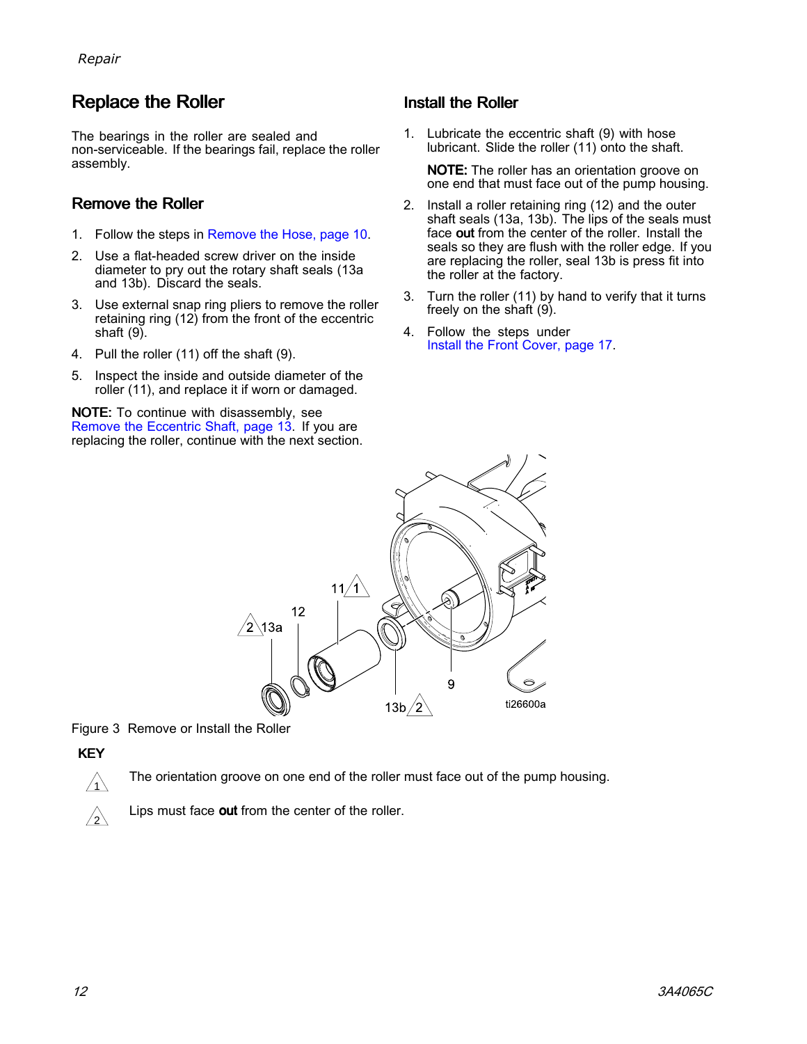## Replace the Roller

The bearings in the roller are sealed and non-serviceable. If the bearings fail, replace the roller assembly.

### Remove the Roller

1. Follow the steps in Remove the Hose, page 10.
2. Use a flat-headed screw driver on the inside diameter to pry out the rotary shaft seals (13a and 13b). Discard the seals.
3. Use external snap ring pliers to remove the roller retaining ring (12) from the front of the eccentric shaft (9).
4. Pull the roller (11) off the shaft (9).
5. Inspect the inside and outside diameter of the roller (11), and replace it if worn or damaged.

**NOTE:** To continue with disassembly, see Remove the Eccentric Shaft, page 13. If you are replacing the roller, continue with the next section.

### Install the Roller

1. Lubricate the eccentric shaft (9) with hose lubricant. Slide the roller (11) onto the shaft.

   **NOTE:** The roller has an orientation groove on one end that must face out of the pump housing.

2. Install a roller retaining ring (12) and the outer shaft seals (13a, 13b). The lips of the seals must face **out** from the center of the roller. Install the seals so they are flush with the roller edge. If you are replacing the roller, seal 13b is press fit into the roller at the factory.
3. Turn the roller (11) by hand to verify that it turns freely on the shaft (9).
4. Follow the steps under Install the Front Cover, page 17.

Figure 3 Remove or Install the Roller

**KEY**

1. The orientation groove on one end of the roller must face out of the pump housing.
2. Lips must face **out** from the center of the roller.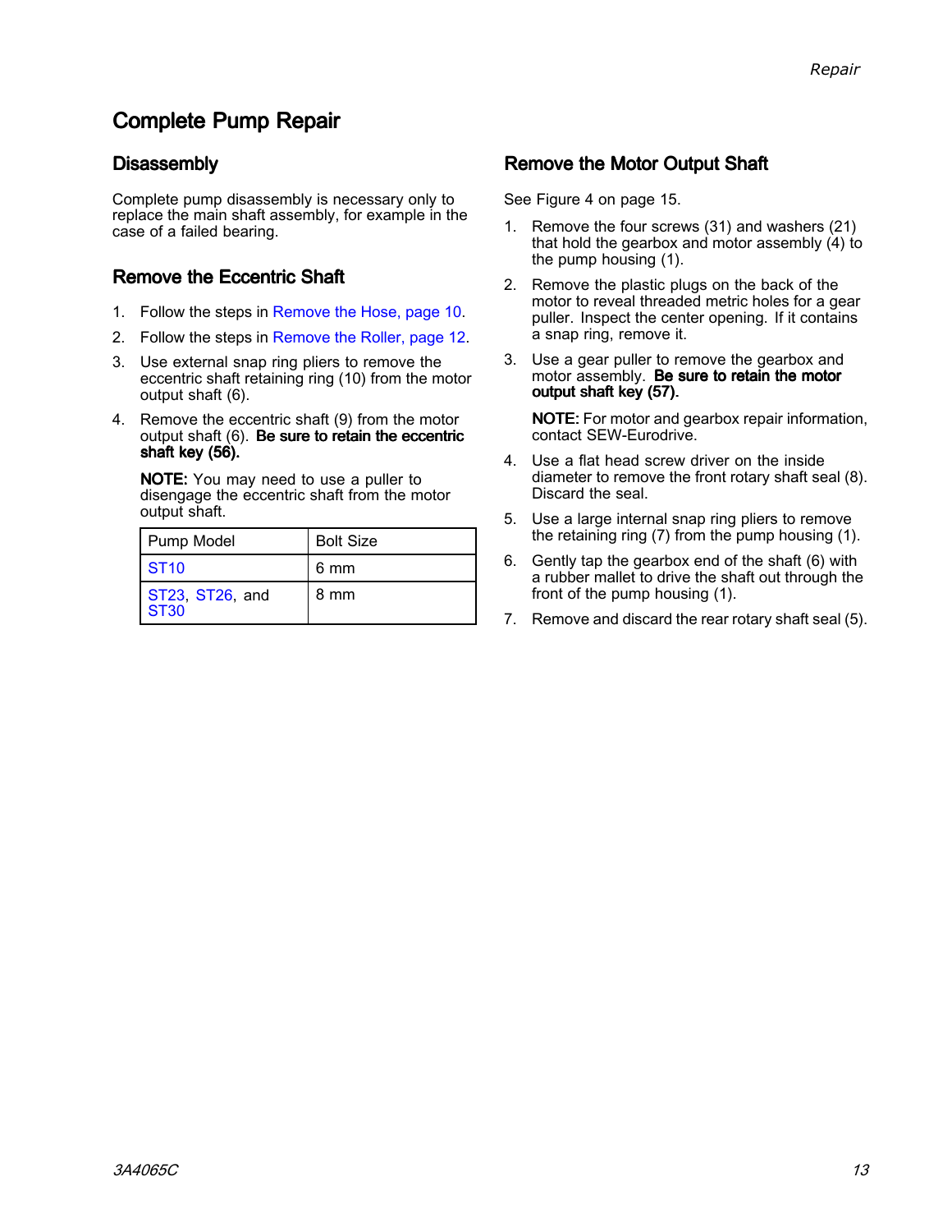# Complete Pump Repair

## Disassembly

Complete pump disassembly is necessary only to replace the main shaft assembly, for example in the case of a failed bearing.

## Remove the Eccentric Shaft

1. Follow the steps in Remove the Hose, page 10.
2. Follow the steps in Remove the Roller, page 12.
3. Use external snap ring pliers to remove the eccentric shaft retaining ring (10) from the motor output shaft (6).
4. Remove the eccentric shaft (9) from the motor output shaft (6). **Be sure to retain the eccentric shaft key (56).**

   **NOTE:** You may need to use a puller to disengage the eccentric shaft from the motor output shaft.

| Pump Model | Bolt Size |
|---|---|
| ST10 | 6 mm |
| ST23, ST26, and ST30 | 8 mm |

## Remove the Motor Output Shaft

See Figure 4 on page 15.

1. Remove the four screws (31) and washers (21) that hold the gearbox and motor assembly (4) to the pump housing (1).
2. Remove the plastic plugs on the back of the motor to reveal threaded metric holes for a gear puller. Inspect the center opening. If it contains a snap ring, remove it.
3. Use a gear puller to remove the gearbox and motor assembly. **Be sure to retain the motor output shaft key (57).**

   **NOTE:** For motor and gearbox repair information, contact SEW-Eurodrive.

4. Use a flat head screw driver on the inside diameter to remove the front rotary shaft seal (8). Discard the seal.
5. Use a large internal snap ring pliers to remove the retaining ring (7) from the pump housing (1).
6. Gently tap the gearbox end of the shaft (6) with a rubber mallet to drive the shaft out through the front of the pump housing (1).
7. Remove and discard the rear rotary shaft seal (5).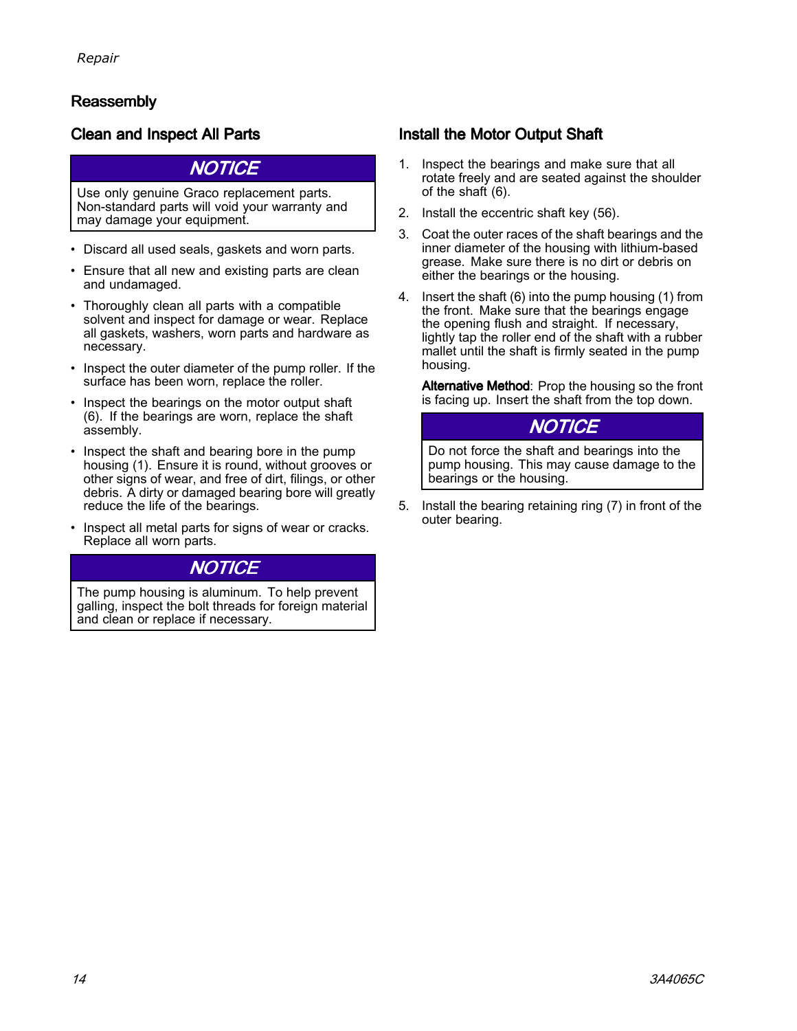## Reassembly

### Clean and Inspect All Parts

**NOTICE**

Use only genuine Graco replacement parts. Non-standard parts will void your warranty and may damage your equipment.

- Discard all used seals, gaskets and worn parts.
- Ensure that all new and existing parts are clean and undamaged.
- Thoroughly clean all parts with a compatible solvent and inspect for damage or wear. Replace all gaskets, washers, worn parts and hardware as necessary.
- Inspect the outer diameter of the pump roller. If the surface has been worn, replace the roller.
- Inspect the bearings on the motor output shaft (6). If the bearings are worn, replace the shaft assembly.
- Inspect the shaft and bearing bore in the pump housing (1). Ensure it is round, without grooves or other signs of wear, and free of dirt, filings, or other debris. A dirty or damaged bearing bore will greatly reduce the life of the bearings.
- Inspect all metal parts for signs of wear or cracks. Replace all worn parts.

**NOTICE**

The pump housing is aluminum. To help prevent galling, inspect the bolt threads for foreign material and clean or replace if necessary.

### Install the Motor Output Shaft

1. Inspect the bearings and make sure that all rotate freely and are seated against the shoulder of the shaft (6).
2. Install the eccentric shaft key (56).
3. Coat the outer races of the shaft bearings and the inner diameter of the housing with lithium-based grease. Make sure there is no dirt or debris on either the bearings or the housing.
4. Insert the shaft (6) into the pump housing (1) from the front. Make sure that the bearings engage the opening flush and straight. If necessary, lightly tap the roller end of the shaft with a rubber mallet until the shaft is firmly seated in the pump housing.

   **Alternative Method**: Prop the housing so the front is facing up. Insert the shaft from the top down.

   **NOTICE**

   Do not force the shaft and bearings into the pump housing. This may cause damage to the bearings or the housing.

5. Install the bearing retaining ring (7) in front of the outer bearing.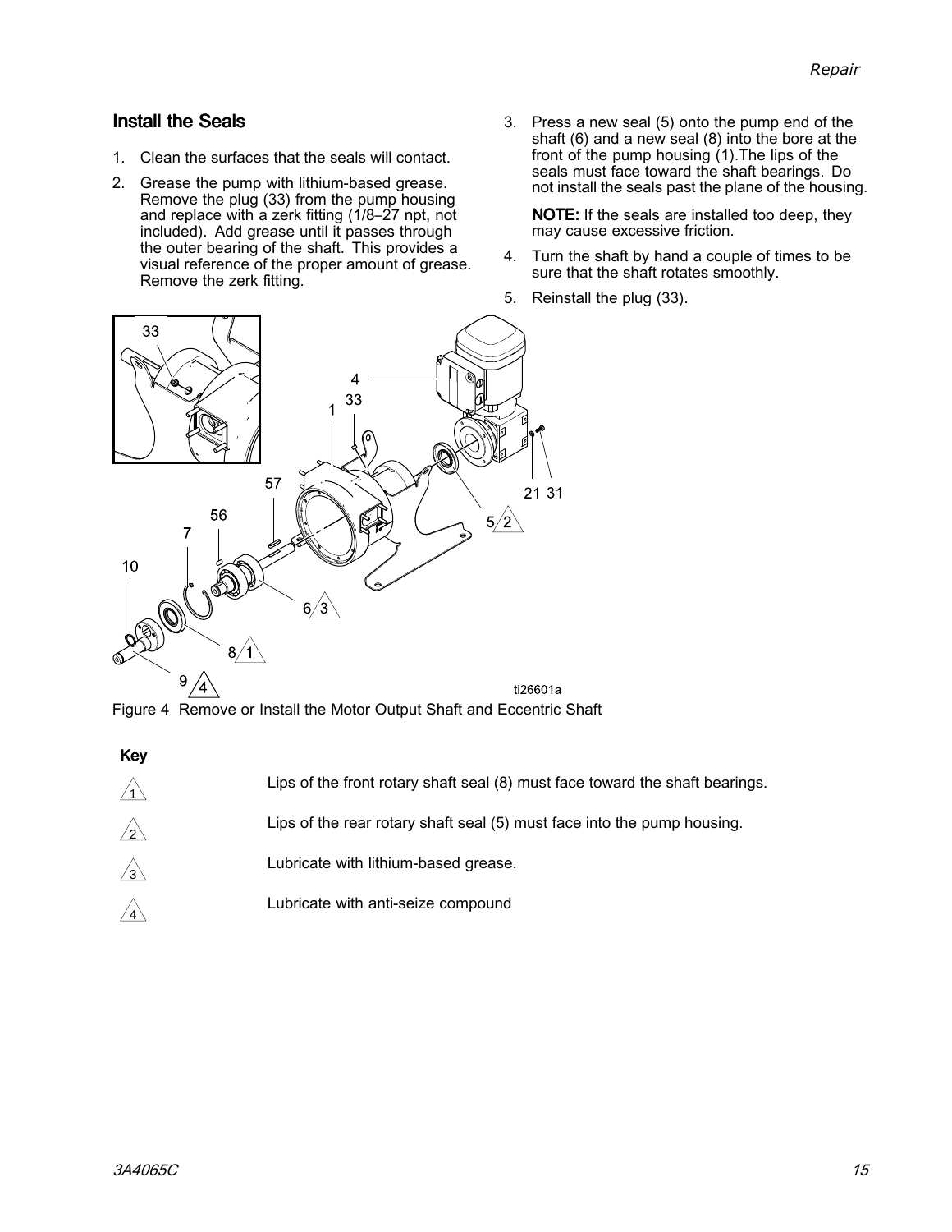## Install the Seals

1. Clean the surfaces that the seals will contact.
2. Grease the pump with lithium-based grease. Remove the plug (33) from the pump housing and replace with a zerk fitting (1/8–27 npt, not included). Add grease until it passes through the outer bearing of the shaft. This provides a visual reference of the proper amount of grease. Remove the zerk fitting.
3. Press a new seal (5) onto the pump end of the shaft (6) and a new seal (8) into the bore at the front of the pump housing (1).The lips of the seals must face toward the shaft bearings. Do not install the seals past the plane of the housing.

   **NOTE:** If the seals are installed too deep, they may cause excessive friction.
4. Turn the shaft by hand a couple of times to be sure that the shaft rotates smoothly.
5. Reinstall the plug (33).

Figure 4 Remove or Install the Motor Output Shaft and Eccentric Shaft

**Key**

| | |
|---|---|
| 1 | Lips of the front rotary shaft seal (8) must face toward the shaft bearings. |
| 2 | Lips of the rear rotary shaft seal (5) must face into the pump housing. |
| 3 | Lubricate with lithium-based grease. |
| 4 | Lubricate with anti-seize compound |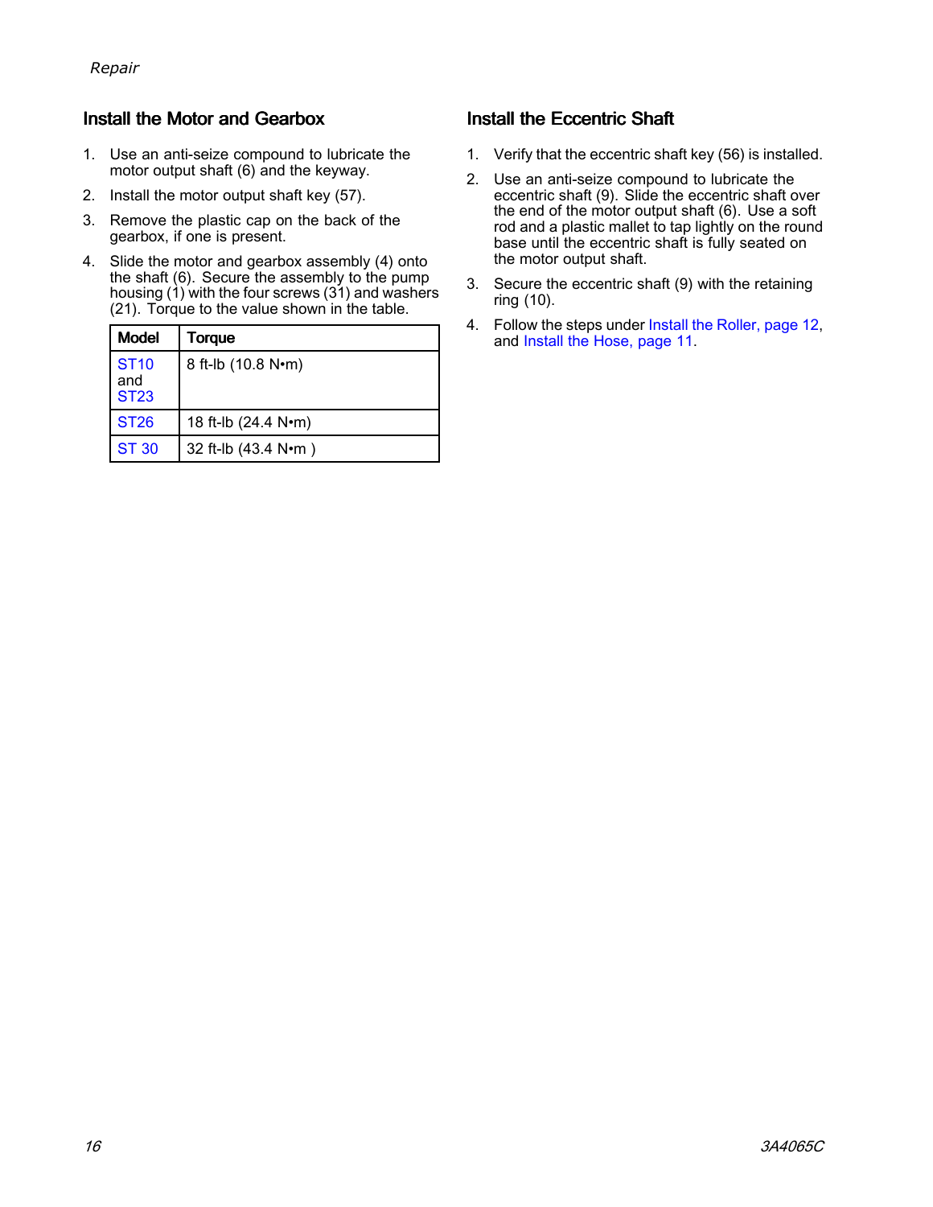## Install the Motor and Gearbox

1. Use an anti-seize compound to lubricate the motor output shaft (6) and the keyway.
2. Install the motor output shaft key (57).
3. Remove the plastic cap on the back of the gearbox, if one is present.
4. Slide the motor and gearbox assembly (4) onto the shaft (6). Secure the assembly to the pump housing (1) with the four screws (31) and washers (21). Torque to the value shown in the table.

| Model | Torque |
| --- | --- |
| ST10 and ST23 | 8 ft-lb (10.8 N•m) |
| ST26 | 18 ft-lb (24.4 N•m) |
| ST 30 | 32 ft-lb (43.4 N•m ) |

## Install the Eccentric Shaft

1. Verify that the eccentric shaft key (56) is installed.
2. Use an anti-seize compound to lubricate the eccentric shaft (9). Slide the eccentric shaft over the end of the motor output shaft (6). Use a soft rod and a plastic mallet to tap lightly on the round base until the eccentric shaft is fully seated on the motor output shaft.
3. Secure the eccentric shaft (9) with the retaining ring (10).
4. Follow the steps under Install the Roller, page 12, and Install the Hose, page 11.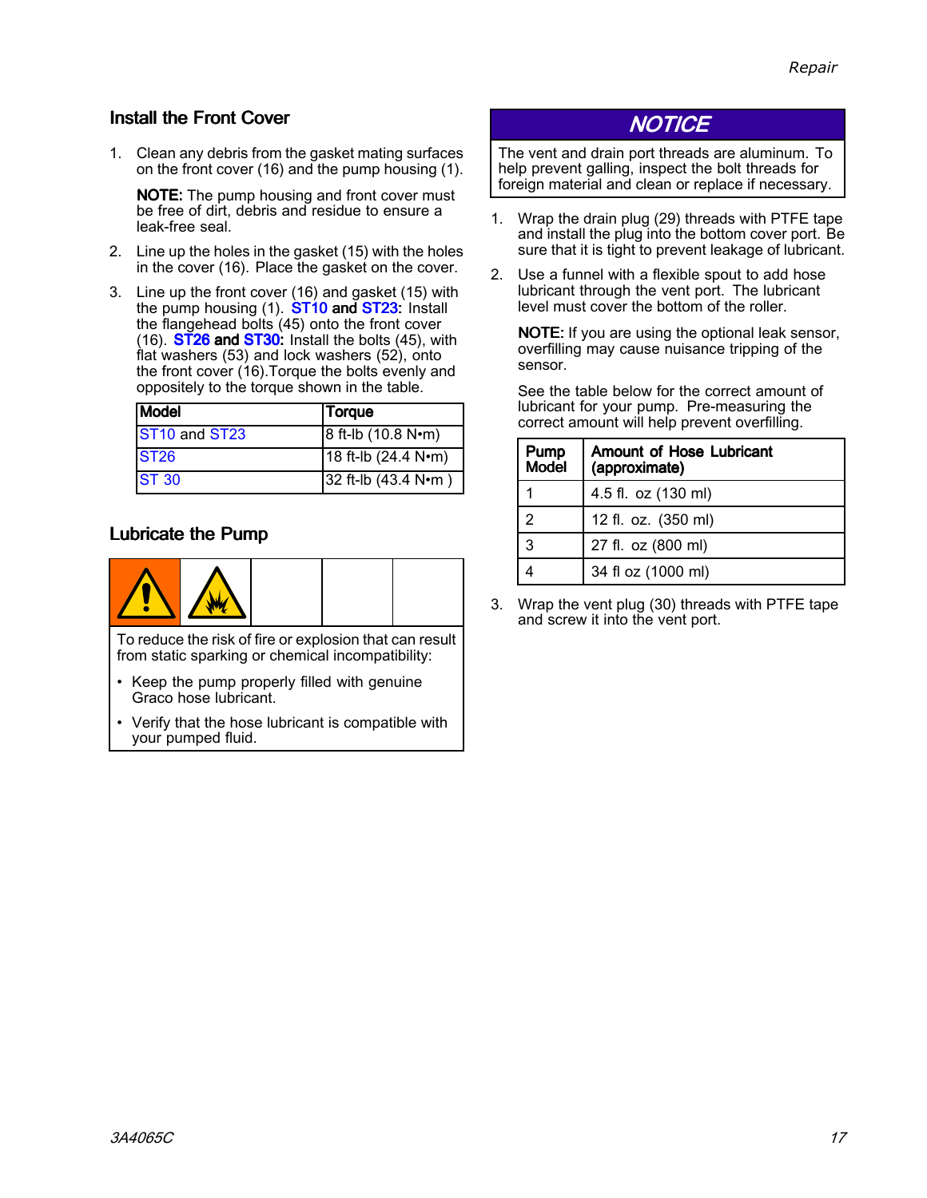## Install the Front Cover

1. Clean any debris from the gasket mating surfaces on the front cover (16) and the pump housing (1).

   **NOTE:** The pump housing and front cover must be free of dirt, debris and residue to ensure a leak-free seal.

2. Line up the holes in the gasket (15) with the holes in the cover (16). Place the gasket on the cover.

3. Line up the front cover (16) and gasket (15) with the pump housing (1). **ST10 and ST23:** Install the flangehead bolts (45) onto the front cover (16). **ST26 and ST30:** Install the bolts (45), with flat washers (53) and lock washers (52), onto the front cover (16).Torque the bolts evenly and oppositely to the torque shown in the table.

| Model | Torque |
|---|---|
| ST10 and ST23 | 8 ft-lb (10.8 N•m) |
| ST26 | 18 ft-lb (24.4 N•m) |
| ST 30 | 32 ft-lb (43.4 N•m ) |

## Lubricate the Pump

To reduce the risk of fire or explosion that can result from static sparking or chemical incompatibility:

- Keep the pump properly filled with genuine Graco hose lubricant.
- Verify that the hose lubricant is compatible with your pumped fluid.

**NOTICE**

The vent and drain port threads are aluminum. To help prevent galling, inspect the bolt threads for foreign material and clean or replace if necessary.

1. Wrap the drain plug (29) threads with PTFE tape and install the plug into the bottom cover port. Be sure that it is tight to prevent leakage of lubricant.

2. Use a funnel with a flexible spout to add hose lubricant through the vent port. The lubricant level must cover the bottom of the roller.

   **NOTE:** If you are using the optional leak sensor, overfilling may cause nuisance tripping of the sensor.

   See the table below for the correct amount of lubricant for your pump. Pre-measuring the correct amount will help prevent overfilling.

| Pump Model | Amount of Hose Lubricant (approximate) |
|---|---|
| 1 | 4.5 fl. oz (130 ml) |
| 2 | 12 fl. oz. (350 ml) |
| 3 | 27 fl. oz (800 ml) |
| 4 | 34 fl oz (1000 ml) |

3. Wrap the vent plug (30) threads with PTFE tape and screw it into the vent port.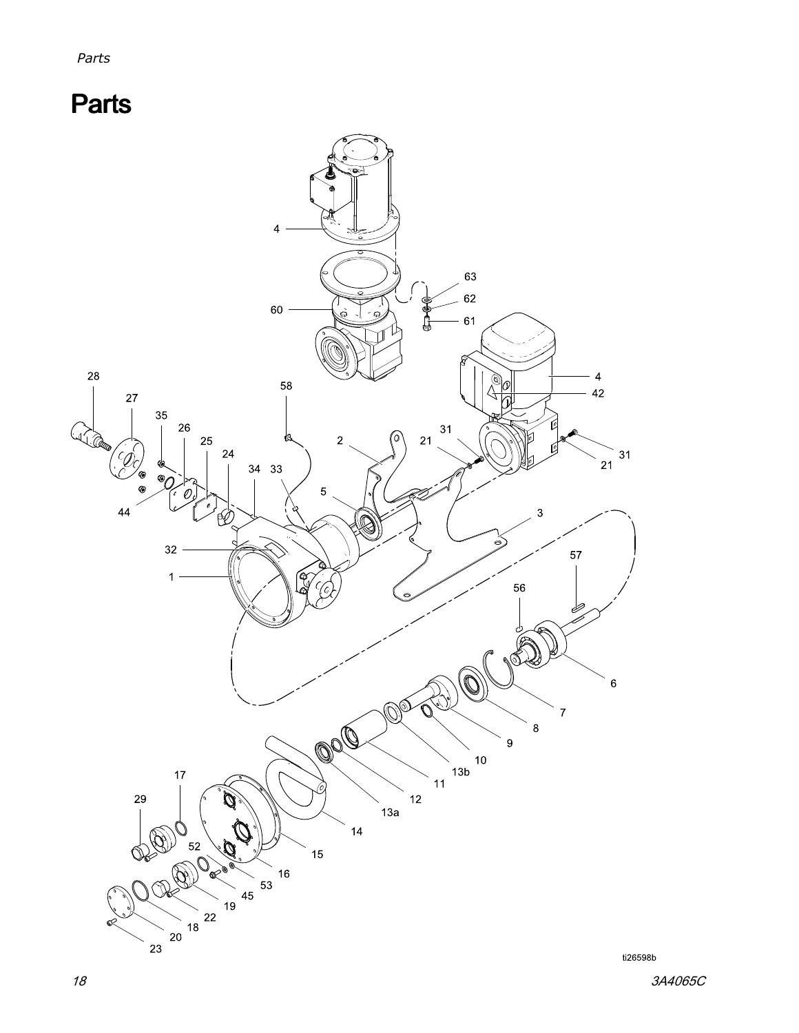# Parts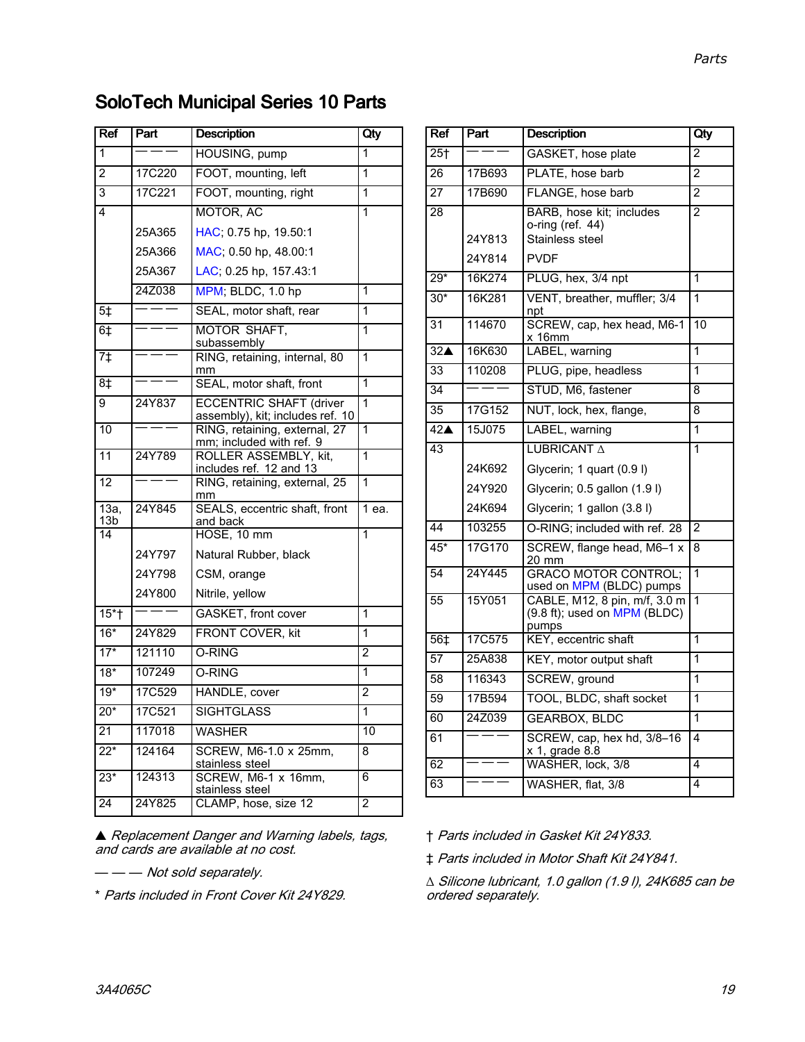# SoloTech Municipal Series 10 Parts

| Ref | Part | Description | Qty |
|---|---|---|---|
| 1 | — — — | HOUSING, pump | 1 |
| 2 | 17C220 | FOOT, mounting, left | 1 |
| 3 | 17C221 | FOOT, mounting, right | 1 |
| 4 | | MOTOR, AC | 1 |
| | 25A365 | HAC; 0.75 hp, 19.50:1 | |
| | 25A366 | MAC; 0.50 hp, 48.00:1 | |
| | 25A367 | LAC; 0.25 hp, 157.43:1 | |
| | 24Z038 | MPM; BLDC, 1.0 hp | 1 |
| 5‡ | — — — | SEAL, motor shaft, rear | 1 |
| 6‡ | — — — | MOTOR SHAFT, subassembly | 1 |
| 7‡ | — — — | RING, retaining, internal, 80 mm | 1 |
| 8‡ | — — — | SEAL, motor shaft, front | 1 |
| 9 | 24Y837 | ECCENTRIC SHAFT (driver assembly), kit; includes ref. 10 | 1 |
| 10 | — — — | RING, retaining, external, 27 mm; included with ref. 9 | 1 |
| 11 | 24Y789 | ROLLER ASSEMBLY, kit, includes ref. 12 and 13 | 1 |
| 12 | — — — | RING, retaining, external, 25 mm | 1 |
| 13a, 13b | 24Y845 | SEALS, eccentric shaft, front and back | 1 ea. |
| 14 | | HOSE, 10 mm | 1 |
| | 24Y797 | Natural Rubber, black | |
| | 24Y798 | CSM, orange | |
| | 24Y800 | Nitrile, yellow | |
| 15*† | — — — | GASKET, front cover | 1 |
| 16* | 24Y829 | FRONT COVER, kit | 1 |
| 17* | 121110 | O-RING | 2 |
| 18* | 107249 | O-RING | 1 |
| 19* | 17C529 | HANDLE, cover | 2 |
| 20* | 17C521 | SIGHTGLASS | 1 |
| 21 | 117018 | WASHER | 10 |
| 22* | 124164 | SCREW, M6-1.0 x 25mm, stainless steel | 8 |
| 23* | 124313 | SCREW, M6-1 x 16mm, stainless steel | 6 |
| 24 | 24Y825 | CLAMP, hose, size 12 | 2 |
| 25† | — — — | GASKET, hose plate | 2 |
| 26 | 17B693 | PLATE, hose barb | 2 |
| 27 | 17B690 | FLANGE, hose barb | 2 |
| 28 | | BARB, hose kit; includes o-ring (ref. 44) | 2 |
| | 24Y813 | Stainless steel | |
| | 24Y814 | PVDF | |
| 29* | 16K274 | PLUG, hex, 3/4 npt | 1 |
| 30* | 16K281 | VENT, breather, muffler; 3/4 npt | 1 |
| 31 | 114670 | SCREW, cap, hex head, M6-1 x 16mm | 10 |
| 32▲ | 16K630 | LABEL, warning | 1 |
| 33 | 110208 | PLUG, pipe, headless | 1 |
| 34 | — — — | STUD, M6, fastener | 8 |
| 35 | 17G152 | NUT, lock, hex, flange, | 8 |
| 42▲ | 15J075 | LABEL, warning | 1 |
| 43 | | LUBRICANT ∆ | 1 |
| | 24K692 | Glycerin; 1 quart (0.9 l) | |
| | 24Y920 | Glycerin; 0.5 gallon (1.9 l) | |
| | 24K694 | Glycerin; 1 gallon (3.8 l) | |
| 44 | 103255 | O-RING; included with ref. 28 | 2 |
| 45* | 17G170 | SCREW, flange head, M6–1 x 20 mm | 8 |
| 54 | 24Y445 | GRACO MOTOR CONTROL; used on MPM (BLDC) pumps | 1 |
| 55 | 15Y051 | CABLE, M12, 8 pin, m/f, 3.0 m (9.8 ft); used on MPM (BLDC) pumps | 1 |
| 56‡ | 17C575 | KEY, eccentric shaft | 1 |
| 57 | 25A838 | KEY, motor output shaft | 1 |
| 58 | 116343 | SCREW, ground | 1 |
| 59 | 17B594 | TOOL, BLDC, shaft socket | 1 |
| 60 | 24Z039 | GEARBOX, BLDC | 1 |
| 61 | — — — | SCREW, cap, hex hd, 3/8–16 x 1, grade 8.8 | 4 |
| 62 | — — — | WASHER, lock, 3/8 | 4 |
| 63 | — — — | WASHER, flat, 3/8 | 4 |

▲ *Replacement Danger and Warning labels, tags, and cards are available at no cost.*

*— — — Not sold separately.*

*\* Parts included in Front Cover Kit 24Y829.*

*† Parts included in Gasket Kit 24Y833.*

*‡ Parts included in Motor Shaft Kit 24Y841.*

*∆ Silicone lubricant, 1.0 gallon (1.9 l), 24K685 can be ordered separately.*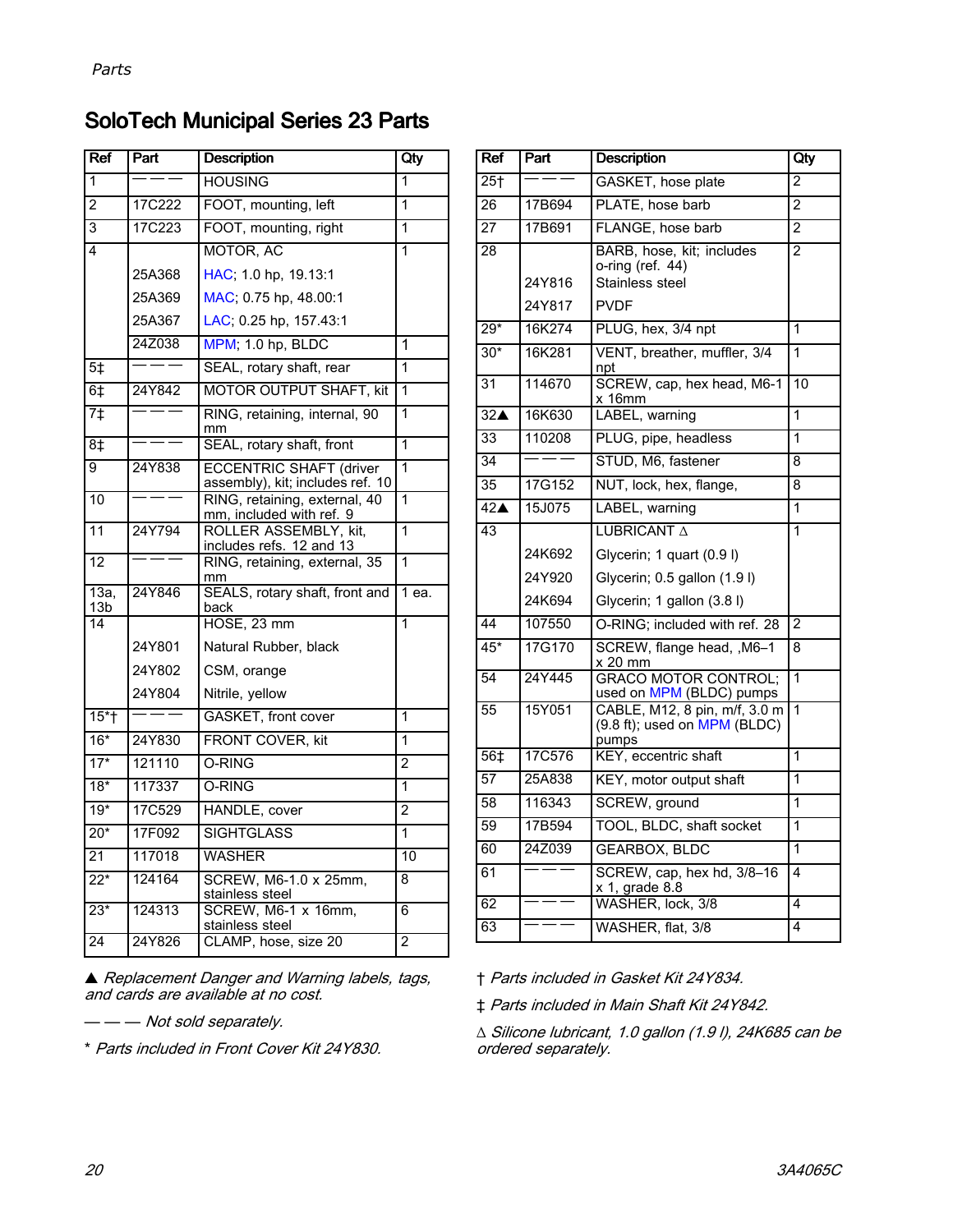## SoloTech Municipal Series 23 Parts

| Ref | Part | Description | Qty |
|---|---|---|---|
| 1 | — — — | HOUSING | 1 |
| 2 | 17C222 | FOOT, mounting, left | 1 |
| 3 | 17C223 | FOOT, mounting, right | 1 |
| 4 | | MOTOR, AC | 1 |
| | 25A368 | HAC; 1.0 hp, 19.13:1 | |
| | 25A369 | MAC; 0.75 hp, 48.00:1 | |
| | 25A367 | LAC; 0.25 hp, 157.43:1 | |
| | 24Z038 | MPM; 1.0 hp, BLDC | 1 |
| 5‡ | — — — | SEAL, rotary shaft, rear | 1 |
| 6‡ | 24Y842 | MOTOR OUTPUT SHAFT, kit | 1 |
| 7‡ | — — — | RING, retaining, internal, 90 mm | 1 |
| 8‡ | — — — | SEAL, rotary shaft, front | 1 |
| 9 | 24Y838 | ECCENTRIC SHAFT (driver assembly), kit; includes ref. 10 | 1 |
| 10 | — — — | RING, retaining, external, 40 mm, included with ref. 9 | 1 |
| 11 | 24Y794 | ROLLER ASSEMBLY, kit, includes refs. 12 and 13 | 1 |
| 12 | — — — | RING, retaining, external, 35 mm | 1 |
| 13a, 13b | 24Y846 | SEALS, rotary shaft, front and back | 1 ea. |
| 14 | | HOSE, 23 mm | 1 |
| | 24Y801 | Natural Rubber, black | |
| | 24Y802 | CSM, orange | |
| | 24Y804 | Nitrile, yellow | |
| 15*† | — — — | GASKET, front cover | 1 |
| 16* | 24Y830 | FRONT COVER, kit | 1 |
| 17* | 121110 | O-RING | 2 |
| 18* | 117337 | O-RING | 1 |
| 19* | 17C529 | HANDLE, cover | 2 |
| 20* | 17F092 | SIGHTGLASS | 1 |
| 21 | 117018 | WASHER | 10 |
| 22* | 124164 | SCREW, M6-1.0 x 25mm, stainless steel | 8 |
| 23* | 124313 | SCREW, M6-1 x 16mm, stainless steel | 6 |
| 24 | 24Y826 | CLAMP, hose, size 20 | 2 |
| 25† | — — — | GASKET, hose plate | 2 |
| 26 | 17B694 | PLATE, hose barb | 2 |
| 27 | 17B691 | FLANGE, hose barb | 2 |
| 28 | | BARB, hose, kit; includes o-ring (ref. 44) | 2 |
| | 24Y816 | Stainless steel | |
| | 24Y817 | PVDF | |
| 29* | 16K274 | PLUG, hex, 3/4 npt | 1 |
| 30* | 16K281 | VENT, breather, muffler, 3/4 npt | 1 |
| 31 | 114670 | SCREW, cap, hex head, M6-1 x 16mm | 10 |
| 32▲ | 16K630 | LABEL, warning | 1 |
| 33 | 110208 | PLUG, pipe, headless | 1 |
| 34 | — — — | STUD, M6, fastener | 8 |
| 35 | 17G152 | NUT, lock, hex, flange, | 8 |
| 42▲ | 15J075 | LABEL, warning | 1 |
| 43 | | LUBRICANT ∆ | 1 |
| | 24K692 | Glycerin; 1 quart (0.9 l) | |
| | 24Y920 | Glycerin; 0.5 gallon (1.9 l) | |
| | 24K694 | Glycerin; 1 gallon (3.8 l) | |
| 44 | 107550 | O-RING; included with ref. 28 | 2 |
| 45* | 17G170 | SCREW, flange head, ,M6–1 x 20 mm | 8 |
| 54 | 24Y445 | GRACO MOTOR CONTROL; used on MPM (BLDC) pumps | 1 |
| 55 | 15Y051 | CABLE, M12, 8 pin, m/f, 3.0 m (9.8 ft); used on MPM (BLDC) pumps | 1 |
| 56‡ | 17C576 | KEY, eccentric shaft | 1 |
| 57 | 25A838 | KEY, motor output shaft | 1 |
| 58 | 116343 | SCREW, ground | 1 |
| 59 | 17B594 | TOOL, BLDC, shaft socket | 1 |
| 60 | 24Z039 | GEARBOX, BLDC | 1 |
| 61 | — — — | SCREW, cap, hex hd, 3/8–16 x 1, grade 8.8 | 4 |
| 62 | — — — | WASHER, lock, 3/8 | 4 |
| 63 | — — — | WASHER, flat, 3/8 | 4 |

▲ *Replacement Danger and Warning labels, tags, and cards are available at no cost.*

— — — *Not sold separately.*

\* *Parts included in Front Cover Kit 24Y830.*

† *Parts included in Gasket Kit 24Y834.*

‡ *Parts included in Main Shaft Kit 24Y842.*

∆ *Silicone lubricant, 1.0 gallon (1.9 l), 24K685 can be ordered separately.*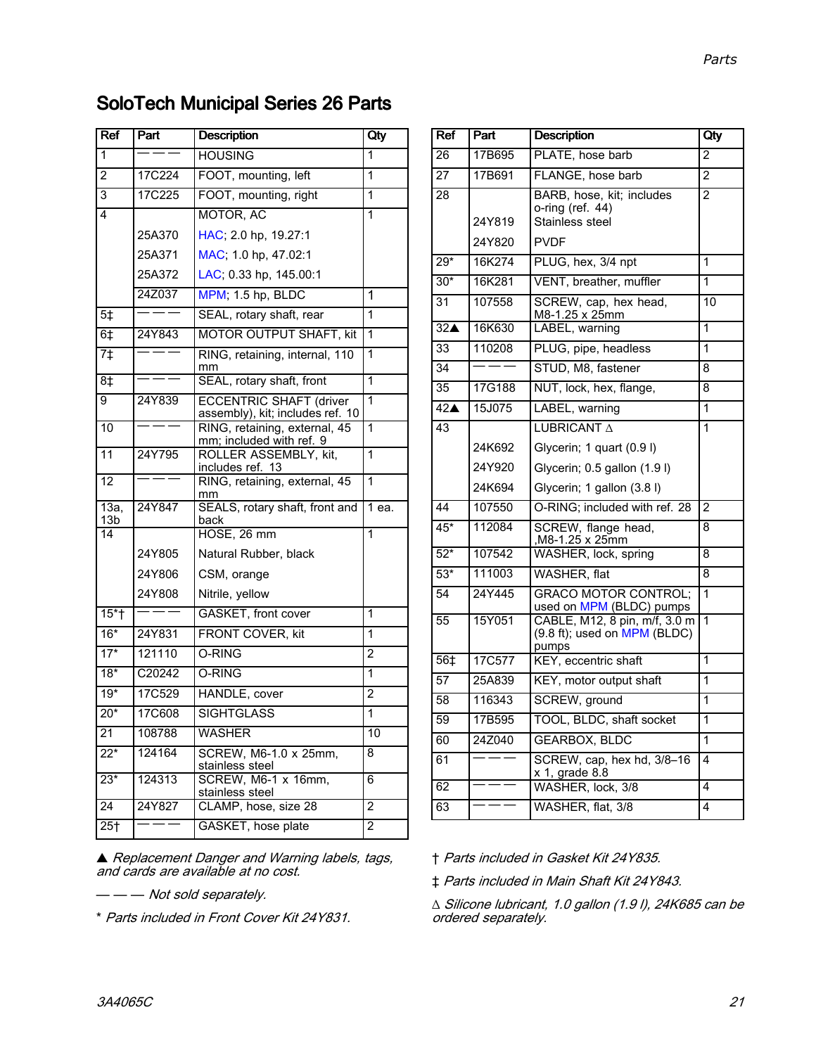## SoloTech Municipal Series 26 Parts

| Ref | Part | Description | Qty |
|---|---|---|---|
| 1 | ——— | HOUSING | 1 |
| 2 | 17C224 | FOOT, mounting, left | 1 |
| 3 | 17C225 | FOOT, mounting, right | 1 |
| 4 | | MOTOR, AC | 1 |
| | 25A370 | HAC; 2.0 hp, 19.27:1 | |
| | 25A371 | MAC; 1.0 hp, 47.02:1 | |
| | 25A372 | LAC; 0.33 hp, 145.00:1 | |
| | 24Z037 | MPM; 1.5 hp, BLDC | 1 |
| 5‡ | ——— | SEAL, rotary shaft, rear | 1 |
| 6‡ | 24Y843 | MOTOR OUTPUT SHAFT, kit | 1 |
| 7‡ | ——— | RING, retaining, internal, 110 mm | 1 |
| 8‡ | ——— | SEAL, rotary shaft, front | 1 |
| 9 | 24Y839 | ECCENTRIC SHAFT (driver assembly), kit; includes ref. 10 | 1 |
| 10 | ——— | RING, retaining, external, 45 mm; included with ref. 9 | 1 |
| 11 | 24Y795 | ROLLER ASSEMBLY, kit, includes ref. 13 | 1 |
| 12 | ——— | RING, retaining, external, 45 mm | 1 |
| 13a, 13b | 24Y847 | SEALS, rotary shaft, front and back | 1 ea. |
| 14 | | HOSE, 26 mm | 1 |
| | 24Y805 | Natural Rubber, black | |
| | 24Y806 | CSM, orange | |
| | 24Y808 | Nitrile, yellow | |
| 15*† | ——— | GASKET, front cover | 1 |
| 16* | 24Y831 | FRONT COVER, kit | 1 |
| 17* | 121110 | O-RING | 2 |
| 18* | C20242 | O-RING | 1 |
| 19* | 17C529 | HANDLE, cover | 2 |
| 20* | 17C608 | SIGHTGLASS | 1 |
| 21 | 108788 | WASHER | 10 |
| 22* | 124164 | SCREW, M6-1.0 x 25mm, stainless steel | 8 |
| 23* | 124313 | SCREW, M6-1 x 16mm, stainless steel | 6 |
| 24 | 24Y827 | CLAMP, hose, size 28 | 2 |
| 25† | ——— | GASKET, hose plate | 2 |
| 26 | 17B695 | PLATE, hose barb | 2 |
| 27 | 17B691 | FLANGE, hose barb | 2 |
| 28 | | BARB, hose, kit; includes o-ring (ref. 44) | 2 |
| | 24Y819 | Stainless steel | |
| | 24Y820 | PVDF | |
| 29* | 16K274 | PLUG, hex, 3/4 npt | 1 |
| 30* | 16K281 | VENT, breather, muffler | 1 |
| 31 | 107558 | SCREW, cap, hex head, M8-1.25 x 25mm | 10 |
| 32▲ | 16K630 | LABEL, warning | 1 |
| 33 | 110208 | PLUG, pipe, headless | 1 |
| 34 | ——— | STUD, M8, fastener | 8 |
| 35 | 17G188 | NUT, lock, hex, flange, | 8 |
| 42▲ | 15J075 | LABEL, warning | 1 |
| 43 | | LUBRICANT ∆ | 1 |
| | 24K692 | Glycerin; 1 quart (0.9 l) | |
| | 24Y920 | Glycerin; 0.5 gallon (1.9 l) | |
| | 24K694 | Glycerin; 1 gallon (3.8 l) | |
| 44 | 107550 | O-RING; included with ref. 28 | 2 |
| 45* | 112084 | SCREW, flange head, ,M8-1.25 x 25mm | 8 |
| 52* | 107542 | WASHER, lock, spring | 8 |
| 53* | 111003 | WASHER, flat | 8 |
| 54 | 24Y445 | GRACO MOTOR CONTROL; used on MPM (BLDC) pumps | 1 |
| 55 | 15Y051 | CABLE, M12, 8 pin, m/f, 3.0 m (9.8 ft); used on MPM (BLDC) pumps | 1 |
| 56‡ | 17C577 | KEY, eccentric shaft | 1 |
| 57 | 25A839 | KEY, motor output shaft | 1 |
| 58 | 116343 | SCREW, ground | 1 |
| 59 | 17B595 | TOOL, BLDC, shaft socket | 1 |
| 60 | 24Z040 | GEARBOX, BLDC | 1 |
| 61 | ——— | SCREW, cap, hex hd, 3/8–16 x 1, grade 8.8 | 4 |
| 62 | ——— | WASHER, lock, 3/8 | 4 |
| 63 | ——— | WASHER, flat, 3/8 | 4 |

▲ *Replacement Danger and Warning labels, tags, and cards are available at no cost.*

*— — — Not sold separately.*

*\* Parts included in Front Cover Kit 24Y831.*

*† Parts included in Gasket Kit 24Y835.*

*‡ Parts included in Main Shaft Kit 24Y843.*

*∆ Silicone lubricant, 1.0 gallon (1.9 l), 24K685 can be ordered separately.*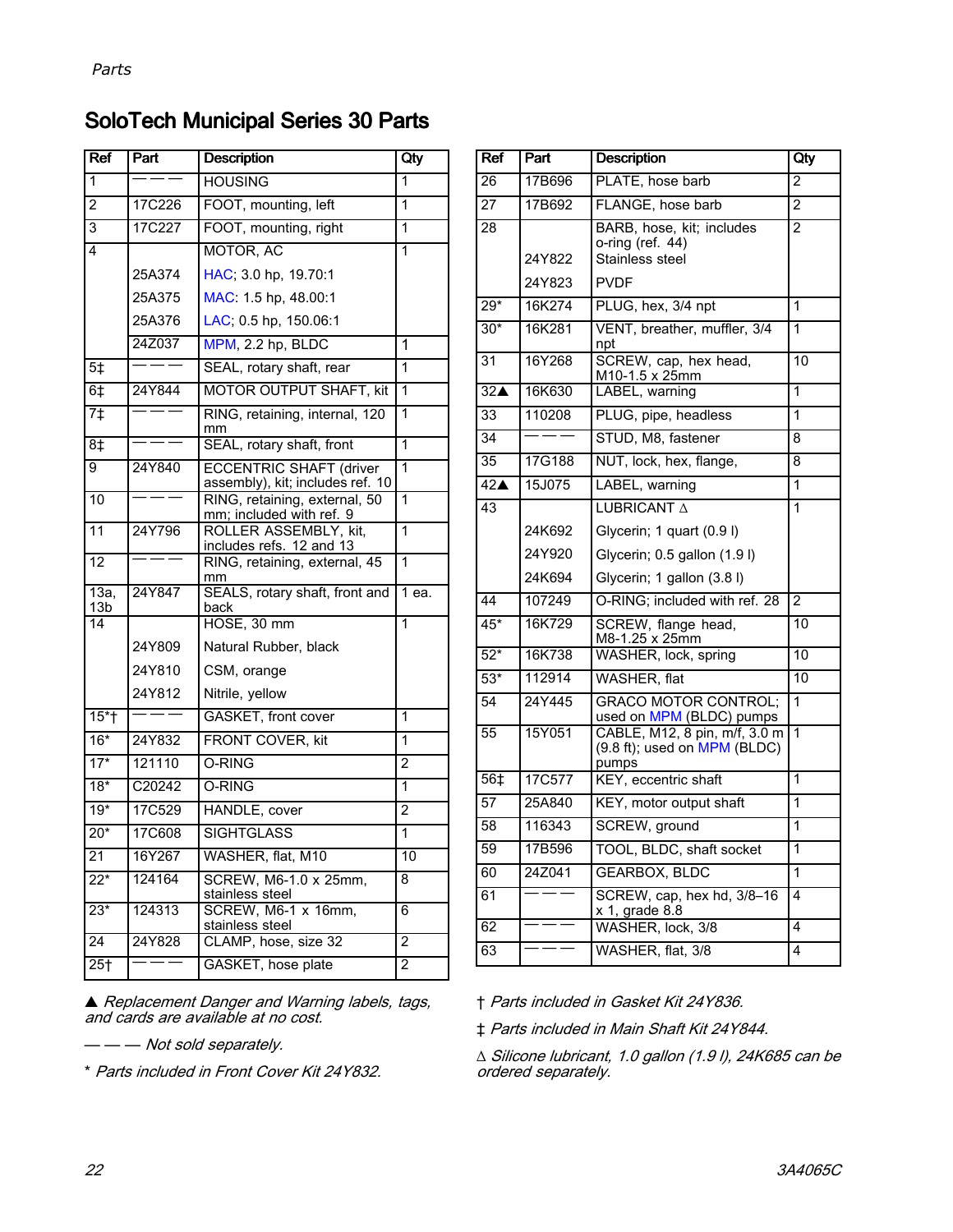## SoloTech Municipal Series 30 Parts

| Ref | Part | Description | Qty |
|---|---|---|---|
| 1 | ——— | HOUSING | 1 |
| 2 | 17C226 | FOOT, mounting, left | 1 |
| 3 | 17C227 | FOOT, mounting, right | 1 |
| 4 | | MOTOR, AC | 1 |
| | 25A374 | HAC; 3.0 hp, 19.70:1 | |
| | 25A375 | MAC: 1.5 hp, 48.00:1 | |
| | 25A376 | LAC; 0.5 hp, 150.06:1 | |
| | 24Z037 | MPM, 2.2 hp, BLDC | 1 |
| 5‡ | ——— | SEAL, rotary shaft, rear | 1 |
| 6‡ | 24Y844 | MOTOR OUTPUT SHAFT, kit | 1 |
| 7‡ | ——— | RING, retaining, internal, 120 mm | 1 |
| 8‡ | ——— | SEAL, rotary shaft, front | 1 |
| 9 | 24Y840 | ECCENTRIC SHAFT (driver assembly), kit; includes ref. 10 | 1 |
| 10 | ——— | RING, retaining, external, 50 mm; included with ref. 9 | 1 |
| 11 | 24Y796 | ROLLER ASSEMBLY, kit, includes refs. 12 and 13 | 1 |
| 12 | ——— | RING, retaining, external, 45 mm | 1 |
| 13a, 13b | 24Y847 | SEALS, rotary shaft, front and back | 1 ea. |
| 14 | | HOSE, 30 mm | 1 |
| | 24Y809 | Natural Rubber, black | |
| | 24Y810 | CSM, orange | |
| | 24Y812 | Nitrile, yellow | |
| 15*† | ——— | GASKET, front cover | 1 |
| 16* | 24Y832 | FRONT COVER, kit | 1 |
| 17* | 121110 | O-RING | 2 |
| 18* | C20242 | O-RING | 1 |
| 19* | 17C529 | HANDLE, cover | 2 |
| 20* | 17C608 | SIGHTGLASS | 1 |
| 21 | 16Y267 | WASHER, flat, M10 | 10 |
| 22* | 124164 | SCREW, M6-1.0 x 25mm, stainless steel | 8 |
| 23* | 124313 | SCREW, M6-1 x 16mm, stainless steel | 6 |
| 24 | 24Y828 | CLAMP, hose, size 32 | 2 |
| 25† | ——— | GASKET, hose plate | 2 |
| 26 | 17B696 | PLATE, hose barb | 2 |
| 27 | 17B692 | FLANGE, hose barb | 2 |
| 28 | | BARB, hose, kit; includes o-ring (ref. 44) | 2 |
| | 24Y822 | Stainless steel | |
| | 24Y823 | PVDF | |
| 29* | 16K274 | PLUG, hex, 3/4 npt | 1 |
| 30* | 16K281 | VENT, breather, muffler, 3/4 npt | 1 |
| 31 | 16Y268 | SCREW, cap, hex head, M10-1.5 x 25mm | 10 |
| 32▲ | 16K630 | LABEL, warning | 1 |
| 33 | 110208 | PLUG, pipe, headless | 1 |
| 34 | ——— | STUD, M8, fastener | 8 |
| 35 | 17G188 | NUT, lock, hex, flange, | 8 |
| 42▲ | 15J075 | LABEL, warning | 1 |
| 43 | | LUBRICANT ∆ | 1 |
| | 24K692 | Glycerin; 1 quart (0.9 l) | |
| | 24Y920 | Glycerin; 0.5 gallon (1.9 l) | |
| | 24K694 | Glycerin; 1 gallon (3.8 l) | |
| 44 | 107249 | O-RING; included with ref. 28 | 2 |
| 45* | 16K729 | SCREW, flange head, M8-1.25 x 25mm | 10 |
| 52* | 16K738 | WASHER, lock, spring | 10 |
| 53* | 112914 | WASHER, flat | 10 |
| 54 | 24Y445 | GRACO MOTOR CONTROL; used on MPM (BLDC) pumps | 1 |
| 55 | 15Y051 | CABLE, M12, 8 pin, m/f, 3.0 m (9.8 ft); used on MPM (BLDC) pumps | 1 |
| 56‡ | 17C577 | KEY, eccentric shaft | 1 |
| 57 | 25A840 | KEY, motor output shaft | 1 |
| 58 | 116343 | SCREW, ground | 1 |
| 59 | 17B596 | TOOL, BLDC, shaft socket | 1 |
| 60 | 24Z041 | GEARBOX, BLDC | 1 |
| 61 | ——— | SCREW, cap, hex hd, 3/8–16 x 1, grade 8.8 | 4 |
| 62 | ——— | WASHER, lock, 3/8 | 4 |
| 63 | ——— | WASHER, flat, 3/8 | 4 |

▲ *Replacement Danger and Warning labels, tags, and cards are available at no cost.*

*——— Not sold separately.*

\* *Parts included in Front Cover Kit 24Y832.*

† *Parts included in Gasket Kit 24Y836.*

‡ *Parts included in Main Shaft Kit 24Y844.*

∆ *Silicone lubricant, 1.0 gallon (1.9 l), 24K685 can be ordered separately.*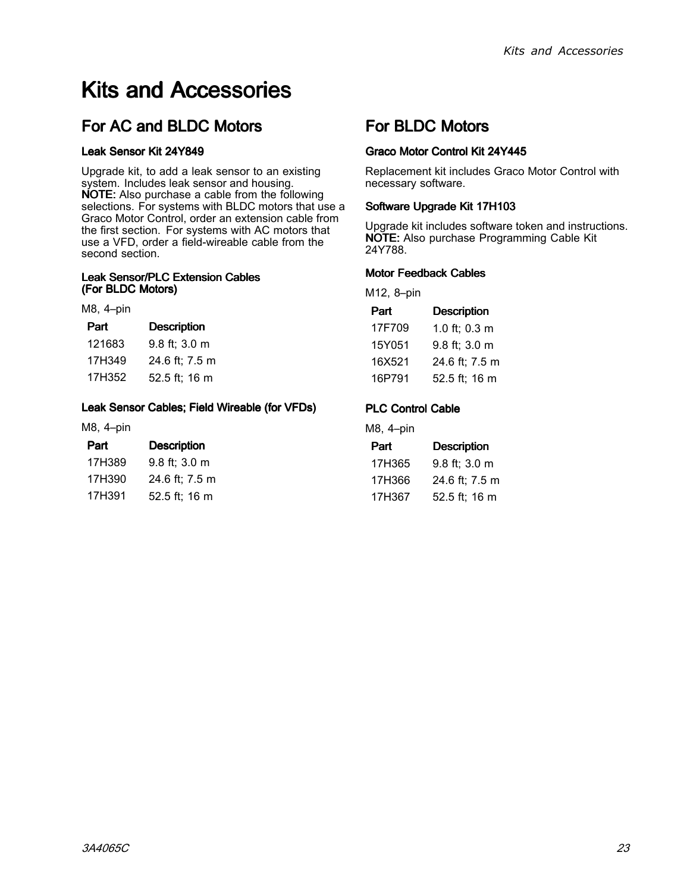# Kits and Accessories

## For AC and BLDC Motors

### Leak Sensor Kit 24Y849

Upgrade kit, to add a leak sensor to an existing system. Includes leak sensor and housing.
**NOTE:** Also purchase a cable from the following selections. For systems with BLDC motors that use a Graco Motor Control, order an extension cable from the first section. For systems with AC motors that use a VFD, order a field-wireable cable from the second section.

#### Leak Sensor/PLC Extension Cables (For BLDC Motors)

M8, 4–pin

| Part | Description |
|---|---|
| 121683 | 9.8 ft; 3.0 m |
| 17H349 | 24.6 ft; 7.5 m |
| 17H352 | 52.5 ft; 16 m |

#### Leak Sensor Cables; Field Wireable (for VFDs)

M8, 4–pin

| Part | Description |
|---|---|
| 17H389 | 9.8 ft; 3.0 m |
| 17H390 | 24.6 ft; 7.5 m |
| 17H391 | 52.5 ft; 16 m |

## For BLDC Motors

### Graco Motor Control Kit 24Y445

Replacement kit includes Graco Motor Control with necessary software.

### Software Upgrade Kit 17H103

Upgrade kit includes software token and instructions.
**NOTE:** Also purchase Programming Cable Kit 24Y788.

#### Motor Feedback Cables

M12, 8–pin

| Part | Description |
|---|---|
| 17F709 | 1.0 ft; 0.3 m |
| 15Y051 | 9.8 ft; 3.0 m |
| 16X521 | 24.6 ft; 7.5 m |
| 16P791 | 52.5 ft; 16 m |

#### PLC Control Cable

M8, 4–pin

| Part | Description |
|---|---|
| 17H365 | 9.8 ft; 3.0 m |
| 17H366 | 24.6 ft; 7.5 m |
| 17H367 | 52.5 ft; 16 m |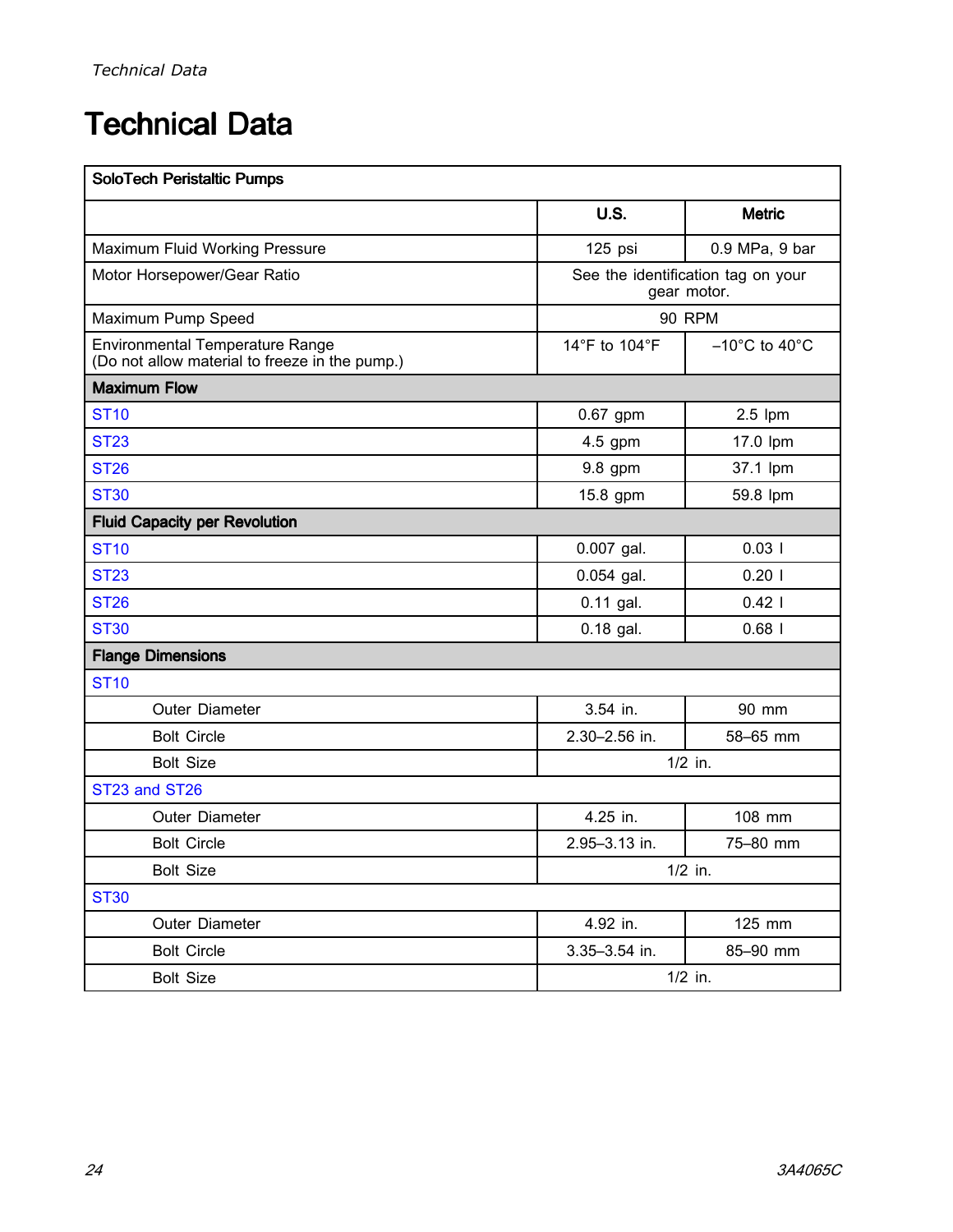# Technical Data

| SoloTech Peristaltic Pumps | | |
|---|---|---|
| | **U.S.** | **Metric** |
| Maximum Fluid Working Pressure | 125 psi | 0.9 MPa, 9 bar |
| Motor Horsepower/Gear Ratio | See the identification tag on your gear motor. | |
| Maximum Pump Speed | 90 RPM | |
| Environmental Temperature Range (Do not allow material to freeze in the pump.) | 14°F to 104°F | –10°C to 40°C |
| **Maximum Flow** | | |
| ST10 | 0.67 gpm | 2.5 lpm |
| ST23 | 4.5 gpm | 17.0 lpm |
| ST26 | 9.8 gpm | 37.1 lpm |
| ST30 | 15.8 gpm | 59.8 lpm |
| **Fluid Capacity per Revolution** | | |
| ST10 | 0.007 gal. | 0.03 l |
| ST23 | 0.054 gal. | 0.20 l |
| ST26 | 0.11 gal. | 0.42 l |
| ST30 | 0.18 gal. | 0.68 l |
| **Flange Dimensions** | | |
| ST10 | | |
| Outer Diameter | 3.54 in. | 90 mm |
| Bolt Circle | 2.30–2.56 in. | 58–65 mm |
| Bolt Size | 1/2 in. | |
| ST23 and ST26 | | |
| Outer Diameter | 4.25 in. | 108 mm |
| Bolt Circle | 2.95–3.13 in. | 75–80 mm |
| Bolt Size | 1/2 in. | |
| ST30 | | |
| Outer Diameter | 4.92 in. | 125 mm |
| Bolt Circle | 3.35–3.54 in. | 85–90 mm |
| Bolt Size | 1/2 in. | |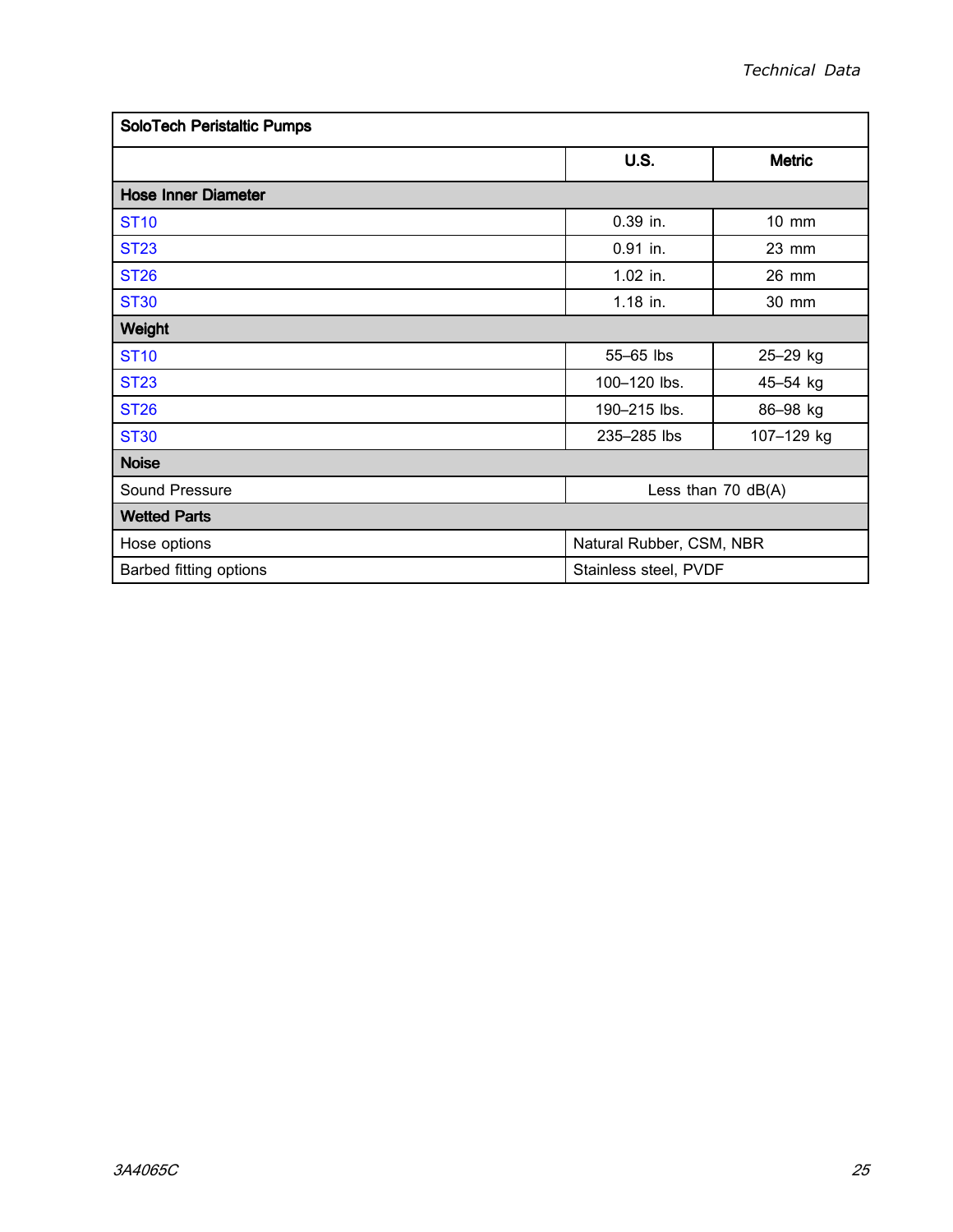| SoloTech Peristaltic Pumps | | |
| --- | --- | --- |
| | **U.S.** | **Metric** |
| **Hose Inner Diameter** | | |
| ST10 | 0.39 in. | 10 mm |
| ST23 | 0.91 in. | 23 mm |
| ST26 | 1.02 in. | 26 mm |
| ST30 | 1.18 in. | 30 mm |
| **Weight** | | |
| ST10 | 55–65 lbs | 25–29 kg |
| ST23 | 100–120 lbs. | 45–54 kg |
| ST26 | 190–215 lbs. | 86–98 kg |
| ST30 | 235–285 lbs | 107–129 kg |
| **Noise** | | |
| Sound Pressure | Less than 70 dB(A) | |
| **Wetted Parts** | | |
| Hose options | Natural Rubber, CSM, NBR | |
| Barbed fitting options | Stainless steel, PVDF | |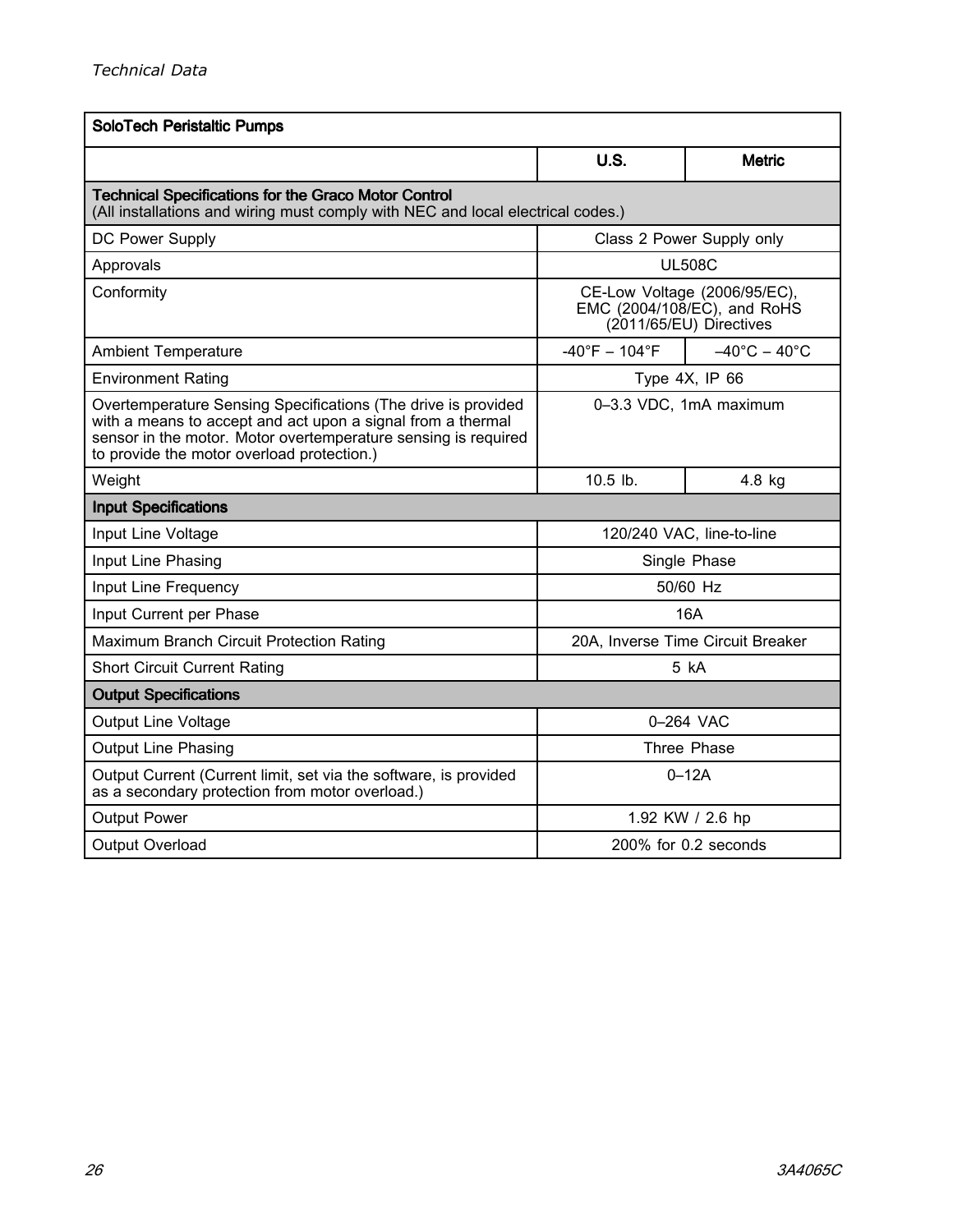| SoloTech Peristaltic Pumps | | |
|---|---|---|
| | **U.S.** | **Metric** |
| **Technical Specifications for the Graco Motor Control** (All installations and wiring must comply with NEC and local electrical codes.) | | |
| DC Power Supply | Class 2 Power Supply only | |
| Approvals | UL508C | |
| Conformity | CE-Low Voltage (2006/95/EC), EMC (2004/108/EC), and RoHS (2011/65/EU) Directives | |
| Ambient Temperature | -40°F – 104°F | –40°C – 40°C |
| Environment Rating | Type 4X, IP 66 | |
| Overtemperature Sensing Specifications (The drive is provided with a means to accept and act upon a signal from a thermal sensor in the motor. Motor overtemperature sensing is required to provide the motor overload protection.) | 0–3.3 VDC, 1mA maximum | |
| Weight | 10.5 lb. | 4.8 kg |
| **Input Specifications** | | |
| Input Line Voltage | 120/240 VAC, line-to-line | |
| Input Line Phasing | Single Phase | |
| Input Line Frequency | 50/60 Hz | |
| Input Current per Phase | 16A | |
| Maximum Branch Circuit Protection Rating | 20A, Inverse Time Circuit Breaker | |
| Short Circuit Current Rating | 5 kA | |
| **Output Specifications** | | |
| Output Line Voltage | 0–264 VAC | |
| Output Line Phasing | Three Phase | |
| Output Current (Current limit, set via the software, is provided as a secondary protection from motor overload.) | 0–12A | |
| Output Power | 1.92 KW / 2.6 hp | |
| Output Overload | 200% for 0.2 seconds | |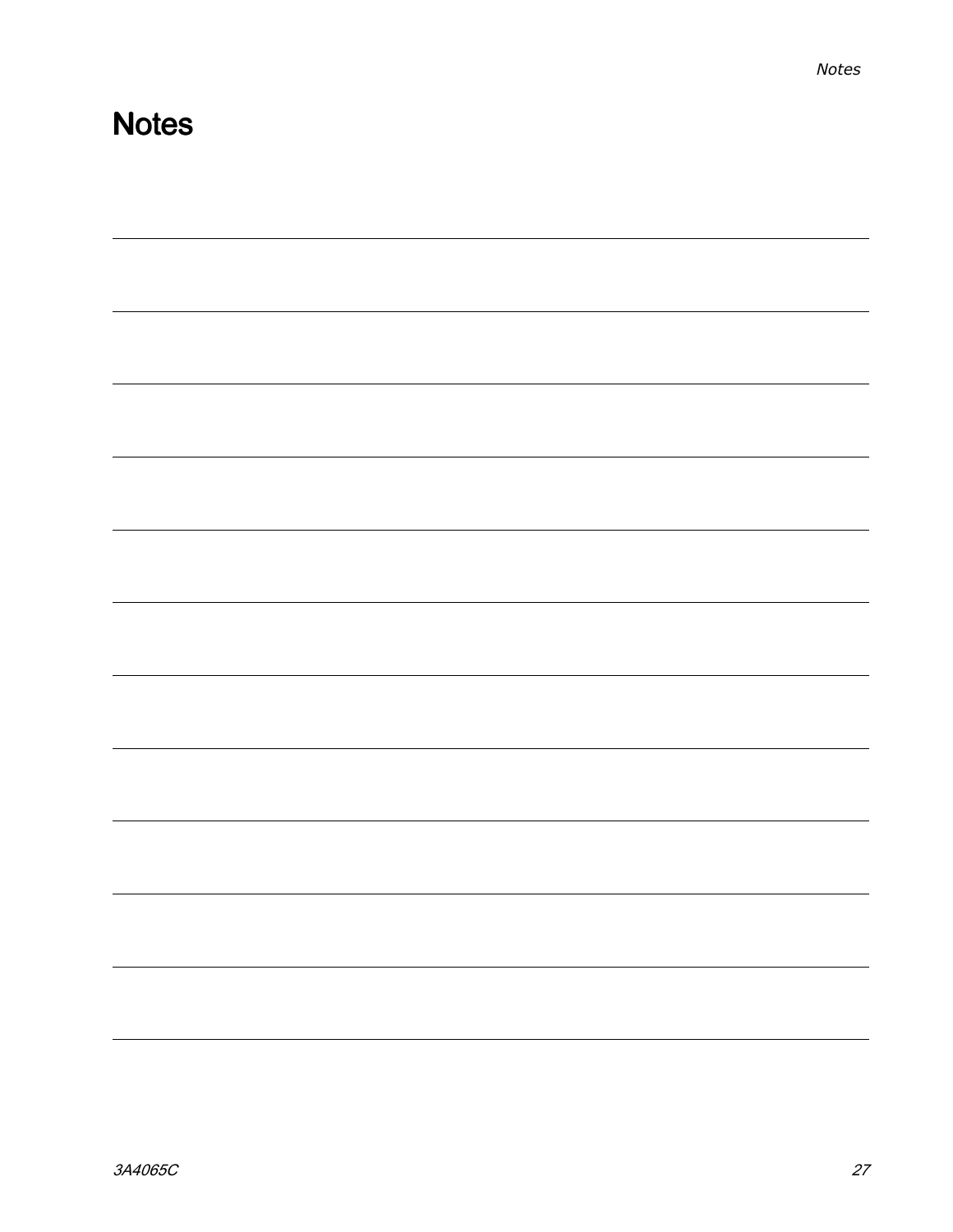# Notes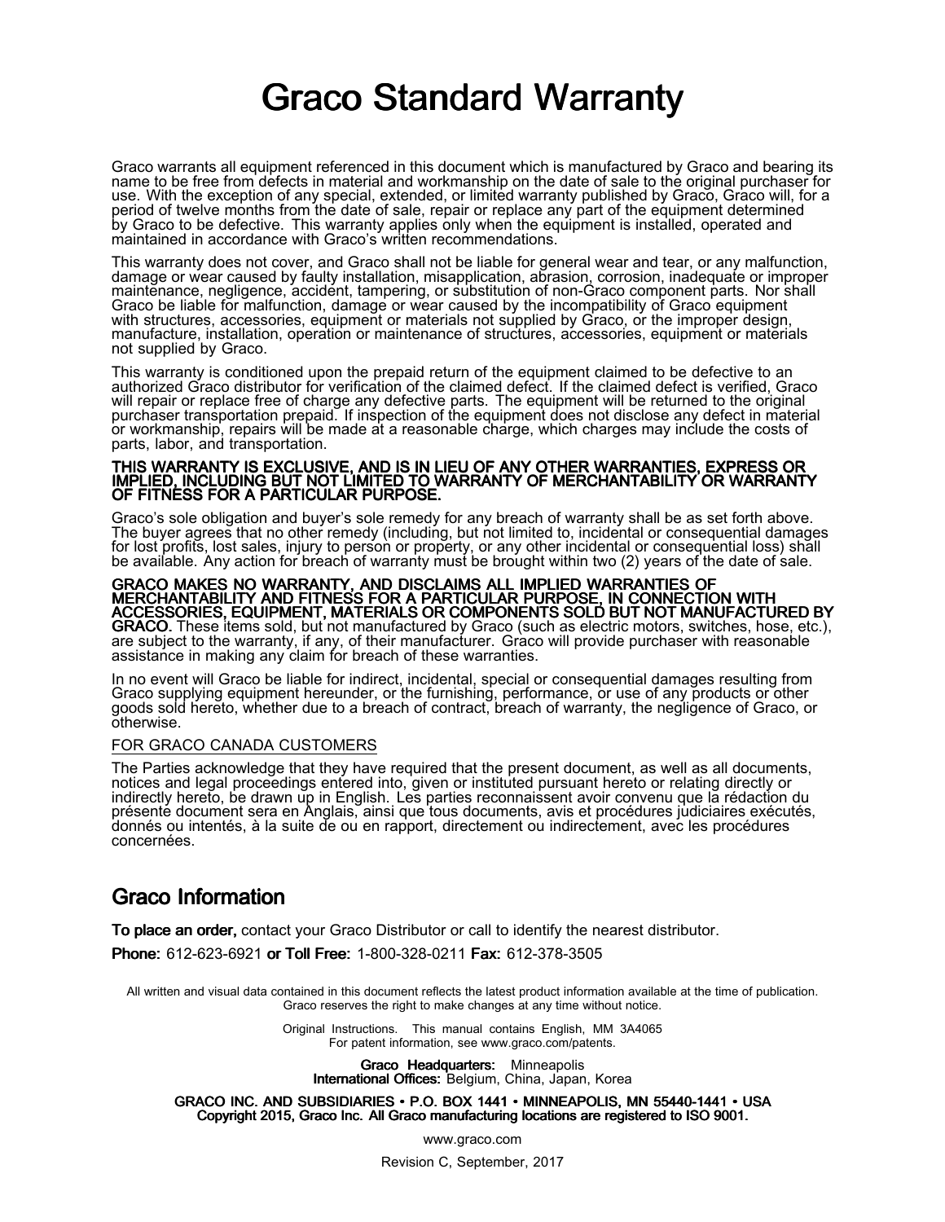# Graco Standard Warranty

Graco warrants all equipment referenced in this document which is manufactured by Graco and bearing its name to be free from defects in material and workmanship on the date of sale to the original purchaser for use. With the exception of any special, extended, or limited warranty published by Graco, Graco will, for a period of twelve months from the date of sale, repair or replace any part of the equipment determined by Graco to be defective. This warranty applies only when the equipment is installed, operated and maintained in accordance with Graco's written recommendations.

This warranty does not cover, and Graco shall not be liable for general wear and tear, or any malfunction, damage or wear caused by faulty installation, misapplication, abrasion, corrosion, inadequate or improper maintenance, negligence, accident, tampering, or substitution of non-Graco component parts. Nor shall Graco be liable for malfunction, damage or wear caused by the incompatibility of Graco equipment with structures, accessories, equipment or materials not supplied by Graco, or the improper design, manufacture, installation, operation or maintenance of structures, accessories, equipment or materials not supplied by Graco.

This warranty is conditioned upon the prepaid return of the equipment claimed to be defective to an authorized Graco distributor for verification of the claimed defect. If the claimed defect is verified, Graco will repair or replace free of charge any defective parts. The equipment will be returned to the original purchaser transportation prepaid. If inspection of the equipment does not disclose any defect in material or workmanship, repairs will be made at a reasonable charge, which charges may include the costs of parts, labor, and transportation.

**THIS WARRANTY IS EXCLUSIVE, AND IS IN LIEU OF ANY OTHER WARRANTIES, EXPRESS OR IMPLIED, INCLUDING BUT NOT LIMITED TO WARRANTY OF MERCHANTABILITY OR WARRANTY OF FITNESS FOR A PARTICULAR PURPOSE.**

Graco's sole obligation and buyer's sole remedy for any breach of warranty shall be as set forth above. The buyer agrees that no other remedy (including, but not limited to, incidental or consequential damages for lost profits, lost sales, injury to person or property, or any other incidental or consequential loss) shall be available. Any action for breach of warranty must be brought within two (2) years of the date of sale.

**GRACO MAKES NO WARRANTY, AND DISCLAIMS ALL IMPLIED WARRANTIES OF MERCHANTABILITY AND FITNESS FOR A PARTICULAR PURPOSE, IN CONNECTION WITH ACCESSORIES, EQUIPMENT, MATERIALS OR COMPONENTS SOLD BUT NOT MANUFACTURED BY GRACO.** These items sold, but not manufactured by Graco (such as electric motors, switches, hose, etc.), are subject to the warranty, if any, of their manufacturer. Graco will provide purchaser with reasonable assistance in making any claim for breach of these warranties.

In no event will Graco be liable for indirect, incidental, special or consequential damages resulting from Graco supplying equipment hereunder, or the furnishing, performance, or use of any products or other goods sold hereto, whether due to a breach of contract, breach of warranty, the negligence of Graco, or otherwise.

FOR GRACO CANADA CUSTOMERS

The Parties acknowledge that they have required that the present document, as well as all documents, notices and legal proceedings entered into, given or instituted pursuant hereto or relating directly or indirectly hereto, be drawn up in English. Les parties reconnaissent avoir convenu que la rédaction du présente document sera en Anglais, ainsi que tous documents, avis et procédures judiciaires exécutés, donnés ou intentés, à la suite de ou en rapport, directement ou indirectement, avec les procédures concernées.

## Graco Information

**To place an order,** contact your Graco Distributor or call to identify the nearest distributor.

**Phone:** 612-623-6921 **or Toll Free:** 1-800-328-0211 **Fax:** 612-378-3505

All written and visual data contained in this document reflects the latest product information available at the time of publication. Graco reserves the right to make changes at any time without notice.

Original Instructions. This manual contains English, MM 3A4065
For patent information, see www.graco.com/patents.

**Graco Headquarters:** Minneapolis
**International Offices:** Belgium, China, Japan, Korea

**GRACO INC. AND SUBSIDIARIES • P.O. BOX 1441 • MINNEAPOLIS, MN 55440-1441 • USA**
**Copyright 2015, Graco Inc. All Graco manufacturing locations are registered to ISO 9001.**

www.graco.com

Revision C, September, 2017